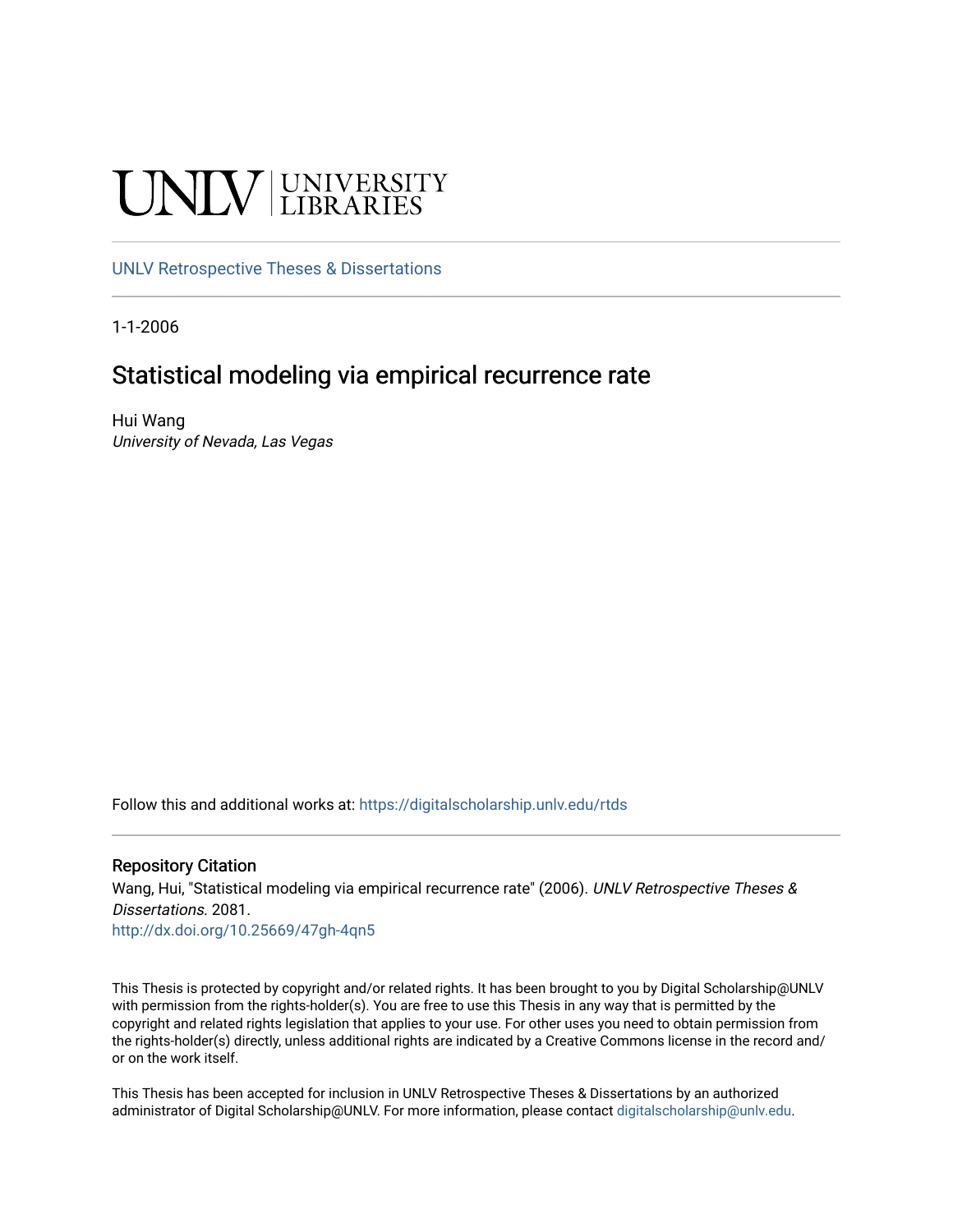UNLV | UNIVERSITY LIBRARIES

UNLV Retrospective Theses & Dissertations

1-1-2006

# Statistical modeling via empirical recurrence rate

Hui Wang
*University of Nevada, Las Vegas*

Follow this and additional works at: https://digitalscholarship.unlv.edu/rtds

## Repository Citation

Wang, Hui, "Statistical modeling via empirical recurrence rate" (2006). *UNLV Retrospective Theses & Dissertations*. 2081.
http://dx.doi.org/10.25669/47gh-4qn5

This Thesis is protected by copyright and/or related rights. It has been brought to you by Digital Scholarship@UNLV with permission from the rights-holder(s). You are free to use this Thesis in any way that is permitted by the copyright and related rights legislation that applies to your use. For other uses you need to obtain permission from the rights-holder(s) directly, unless additional rights are indicated by a Creative Commons license in the record and/or on the work itself.

This Thesis has been accepted for inclusion in UNLV Retrospective Theses & Dissertations by an authorized administrator of Digital Scholarship@UNLV. For more information, please contact digitalscholarship@unlv.edu.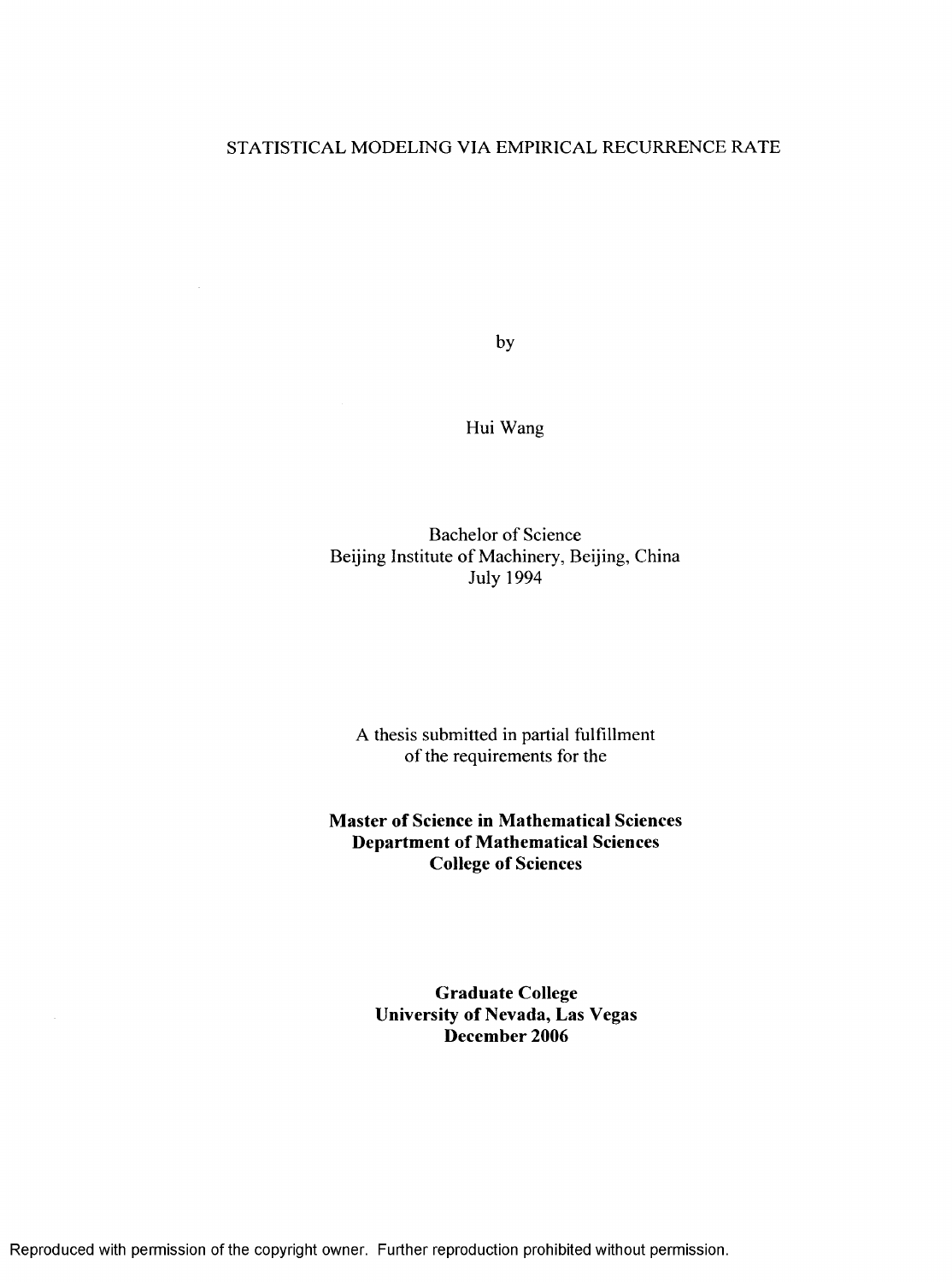# STATISTICAL MODELING VIA EMPIRICAL RECURRENCE RATE

by

Hui Wang

Bachelor of Science
Beijing Institute of Machinery, Beijing, China
July 1994

A thesis submitted in partial fulfillment
of the requirements for the

**Master of Science in Mathematical Sciences**
**Department of Mathematical Sciences**
**College of Sciences**

**Graduate College**
**University of Nevada, Las Vegas**
**December 2006**

Reproduced with permission of the copyright owner. Further reproduction prohibited without permission.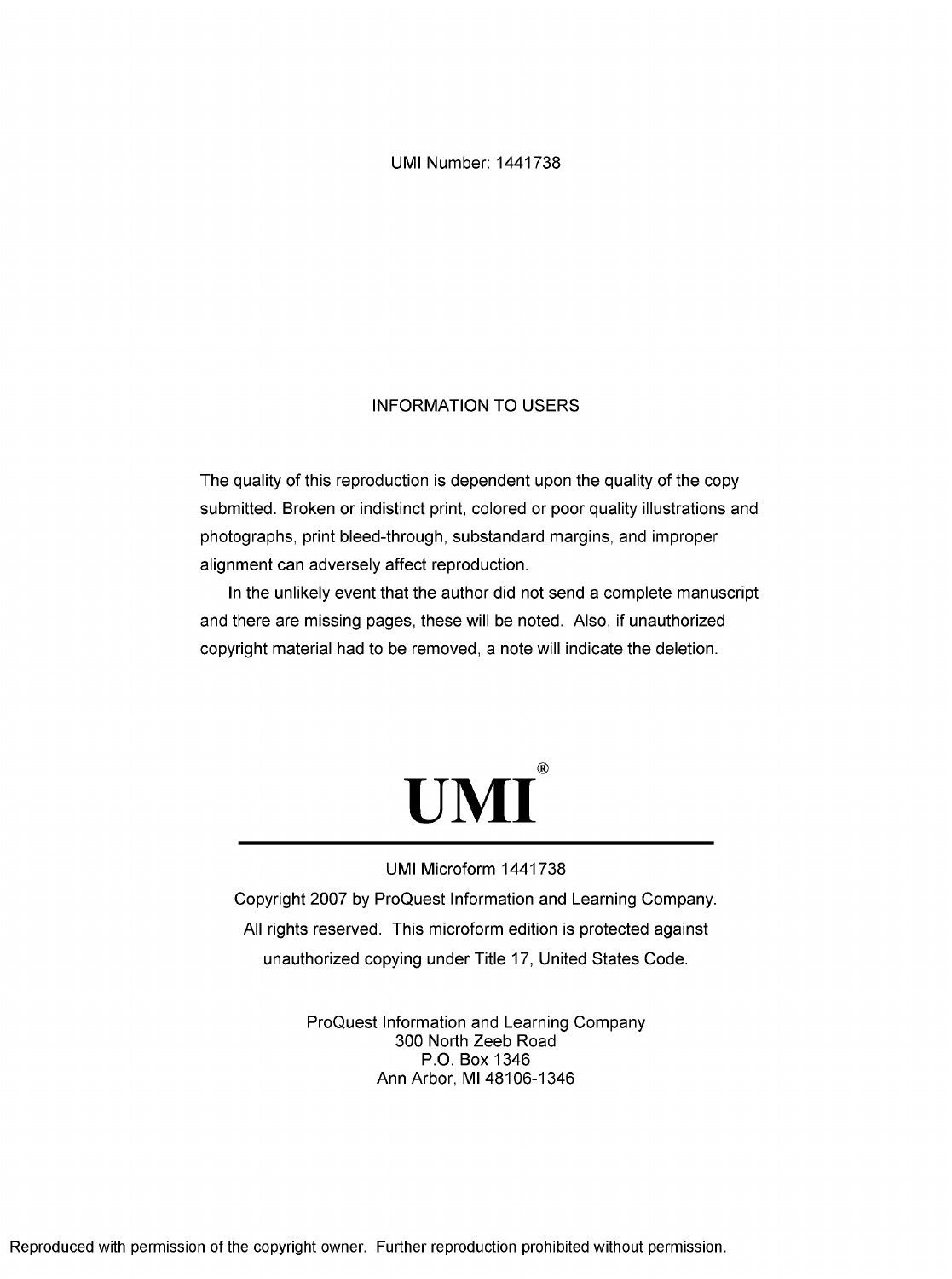UMI Number: 1441738

INFORMATION TO USERS

The quality of this reproduction is dependent upon the quality of the copy submitted. Broken or indistinct print, colored or poor quality illustrations and photographs, print bleed-through, substandard margins, and improper alignment can adversely affect reproduction.

In the unlikely event that the author did not send a complete manuscript and there are missing pages, these will be noted. Also, if unauthorized copyright material had to be removed, a note will indicate the deletion.

# UMI®

UMI Microform 1441738

Copyright 2007 by ProQuest Information and Learning Company.
All rights reserved. This microform edition is protected against unauthorized copying under Title 17, United States Code.

ProQuest Information and Learning Company
300 North Zeeb Road
P.O. Box 1346
Ann Arbor, MI 48106-1346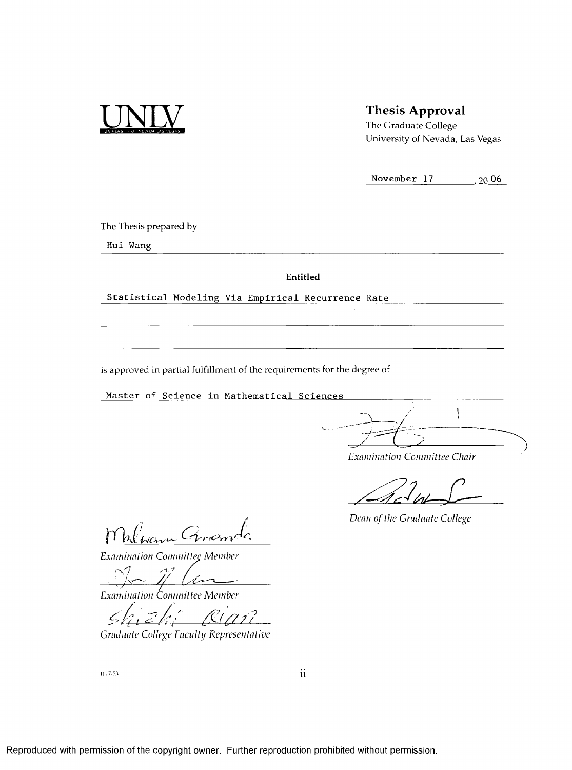UNLV

UNIVERSITY OF NEVADA LAS VEGAS

## Thesis Approval

The Graduate College
University of Nevada, Las Vegas

November 17, 2006

The Thesis prepared by

Hui Wang

**Entitled**

Statistical Modeling Via Empirical Recurrence Rate

is approved in partial fulfillment of the requirements for the degree of

Master of Science in Mathematical Sciences

*Examination Committee Chair*

*Dean of the Graduate College*

*Examination Committee Member*

*Examination Committee Member*

*Graduate College Faculty Representative*

1017-53

Reproduced with permission of the copyright owner. Further reproduction prohibited without permission.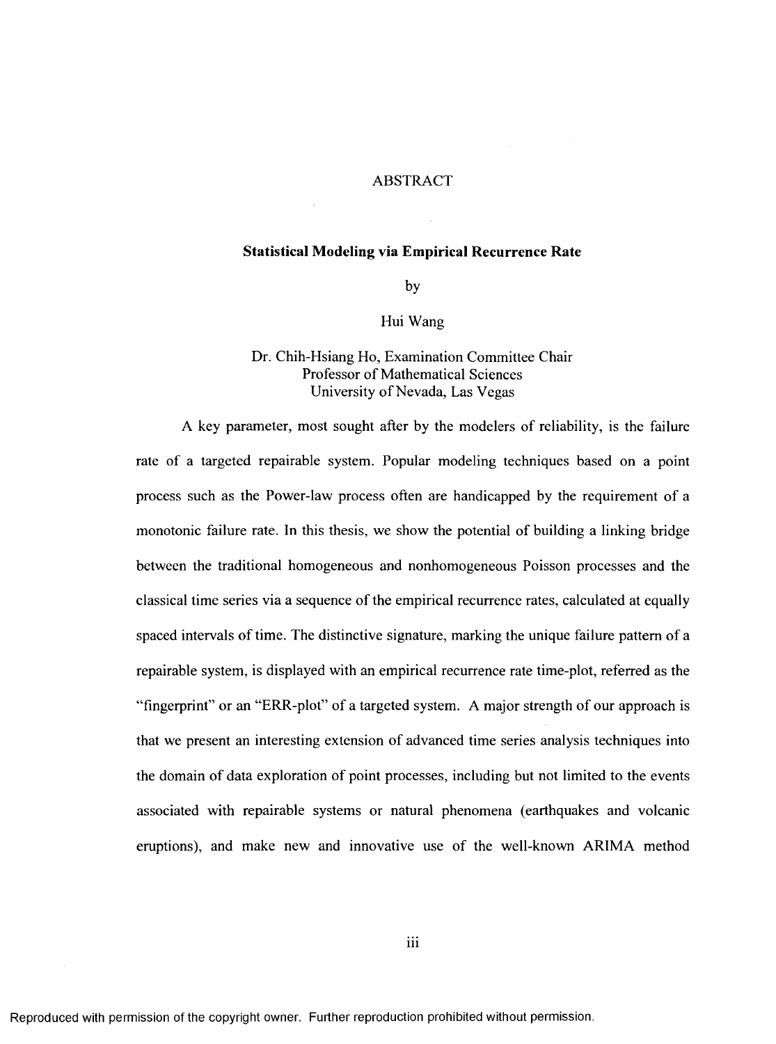# ABSTRACT

## Statistical Modeling via Empirical Recurrence Rate

by

Hui Wang

Dr. Chih-Hsiang Ho, Examination Committee Chair
Professor of Mathematical Sciences
University of Nevada, Las Vegas

A key parameter, most sought after by the modelers of reliability, is the failure rate of a targeted repairable system. Popular modeling techniques based on a point process such as the Power-law process often are handicapped by the requirement of a monotonic failure rate. In this thesis, we show the potential of building a linking bridge between the traditional homogeneous and nonhomogeneous Poisson processes and the classical time series via a sequence of the empirical recurrence rates, calculated at equally spaced intervals of time. The distinctive signature, marking the unique failure pattern of a repairable system, is displayed with an empirical recurrence rate time-plot, referred as the "fingerprint" or an "ERR-plot" of a targeted system. A major strength of our approach is that we present an interesting extension of advanced time series analysis techniques into the domain of data exploration of point processes, including but not limited to the events associated with repairable systems or natural phenomena (earthquakes and volcanic eruptions), and make new and innovative use of the well-known ARIMA method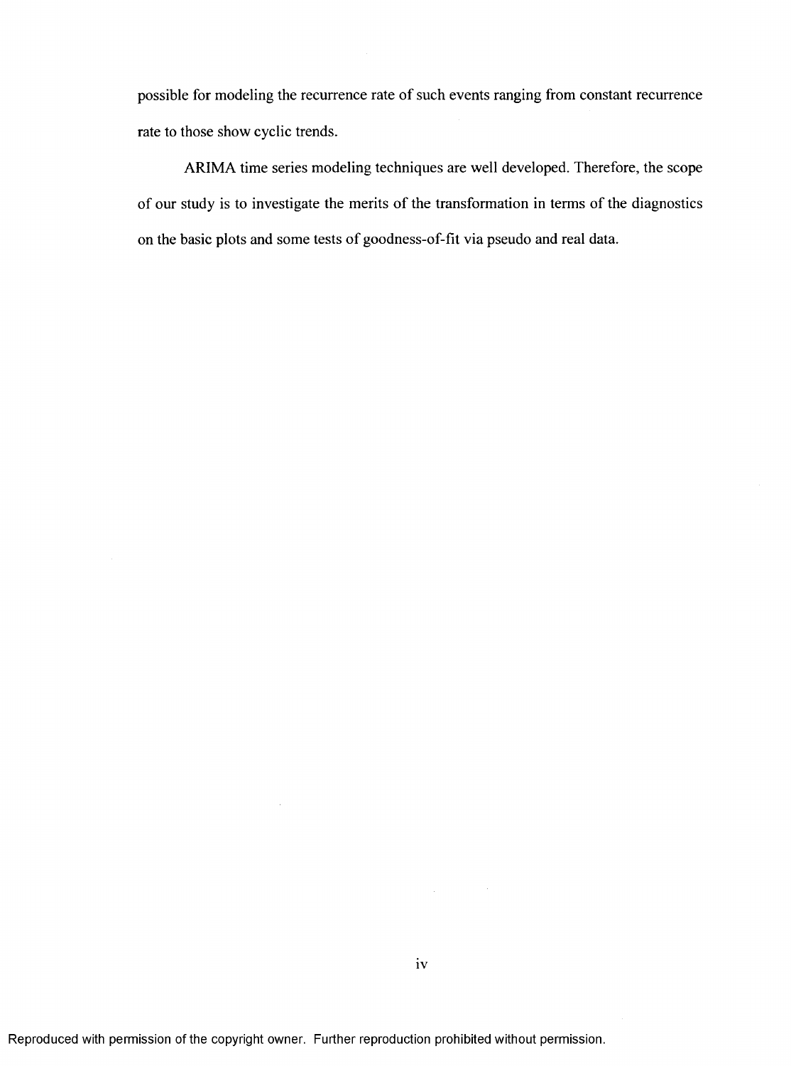possible for modeling the recurrence rate of such events ranging from constant recurrence rate to those show cyclic trends.

ARIMA time series modeling techniques are well developed. Therefore, the scope of our study is to investigate the merits of the transformation in terms of the diagnostics on the basic plots and some tests of goodness-of-fit via pseudo and real data.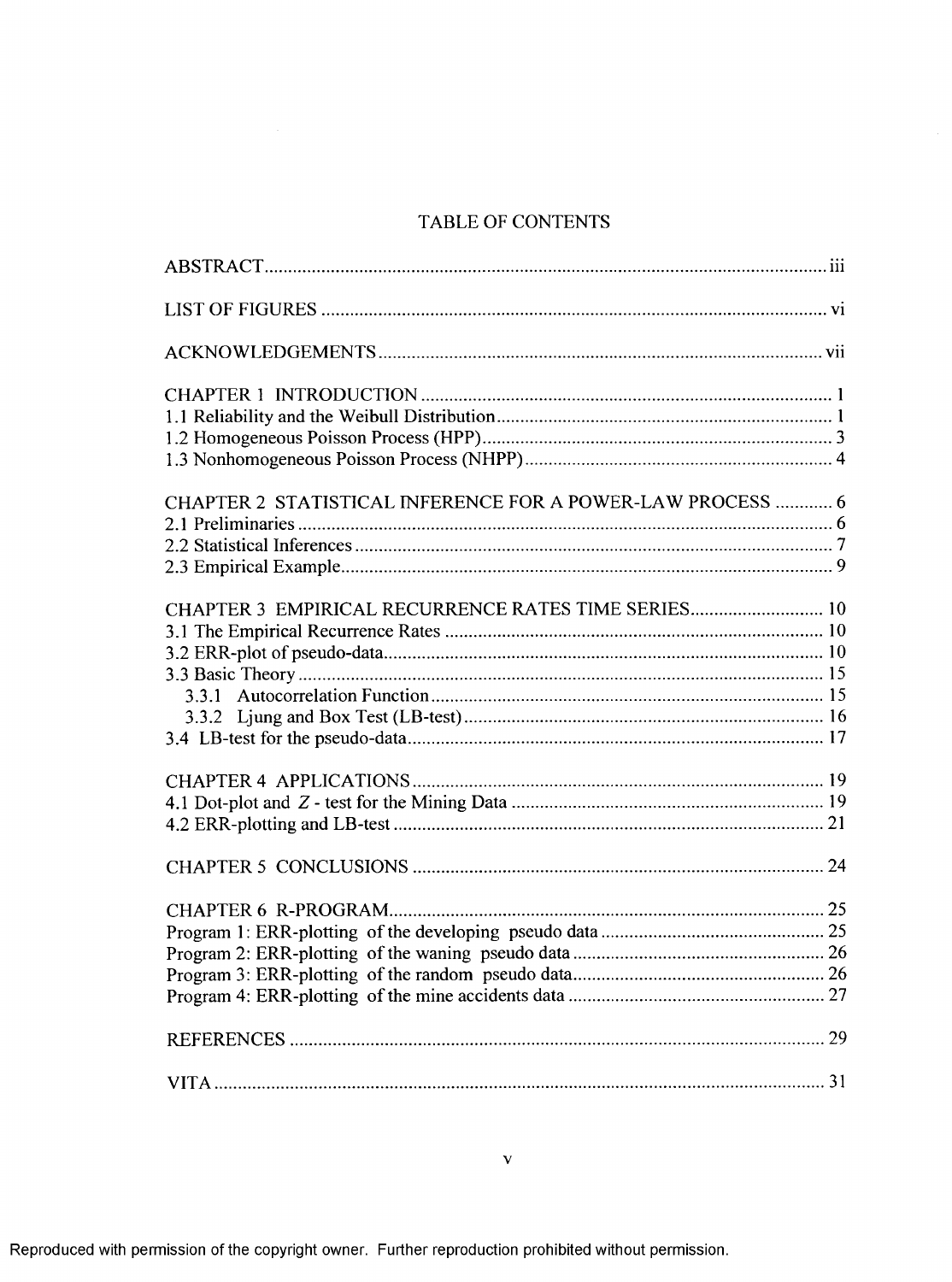# TABLE OF CONTENTS

ABSTRACT .................................................................................................................... iii

LIST OF FIGURES ......................................................................................................... vi

ACKNOWLEDGEMENTS ............................................................................................. vii

CHAPTER 1 INTRODUCTION ...................................................................................... 1
1.1 Reliability and the Weibull Distribution ...................................................................... 1
1.2 Homogeneous Poisson Process (HPP) .......................................................................... 3
1.3 Nonhomogeneous Poisson Process (NHPP) ................................................................. 4

CHAPTER 2 STATISTICAL INFERENCE FOR A POWER-LAW PROCESS ............ 6
2.1 Preliminaries ................................................................................................................ 6
2.2 Statistical Inferences ..................................................................................................... 7
2.3 Empirical Example ........................................................................................................ 9

CHAPTER 3 EMPIRICAL RECURRENCE RATES TIME SERIES ............................ 10
3.1 The Empirical Recurrence Rates ................................................................................ 10
3.2 ERR-plot of pseudo-data ............................................................................................. 10
3.3 Basic Theory ............................................................................................................... 15
   3.3.1 Autocorrelation Function .................................................................................. 15
   3.3.2 Ljung and Box Test (LB-test) ............................................................................ 16
3.4 LB-test for the pseudo-data ......................................................................................... 17

CHAPTER 4 APPLICATIONS ...................................................................................... 19
4.1 Dot-plot and $Z$ - test for the Mining Data ................................................................. 19
4.2 ERR-plotting and LB-test ........................................................................................... 21

CHAPTER 5 CONCLUSIONS ...................................................................................... 24

CHAPTER 6 R-PROGRAM ........................................................................................... 25
Program 1: ERR-plotting of the developing pseudo data ............................................... 25
Program 2: ERR-plotting of the waning pseudo data ..................................................... 26
Program 3: ERR-plotting of the random pseudo data ..................................................... 26
Program 4: ERR-plotting of the mine accidents data ...................................................... 27

REFERENCES ................................................................................................................ 29

VITA ................................................................................................................................ 31

Reproduced with permission of the copyright owner. Further reproduction prohibited without permission.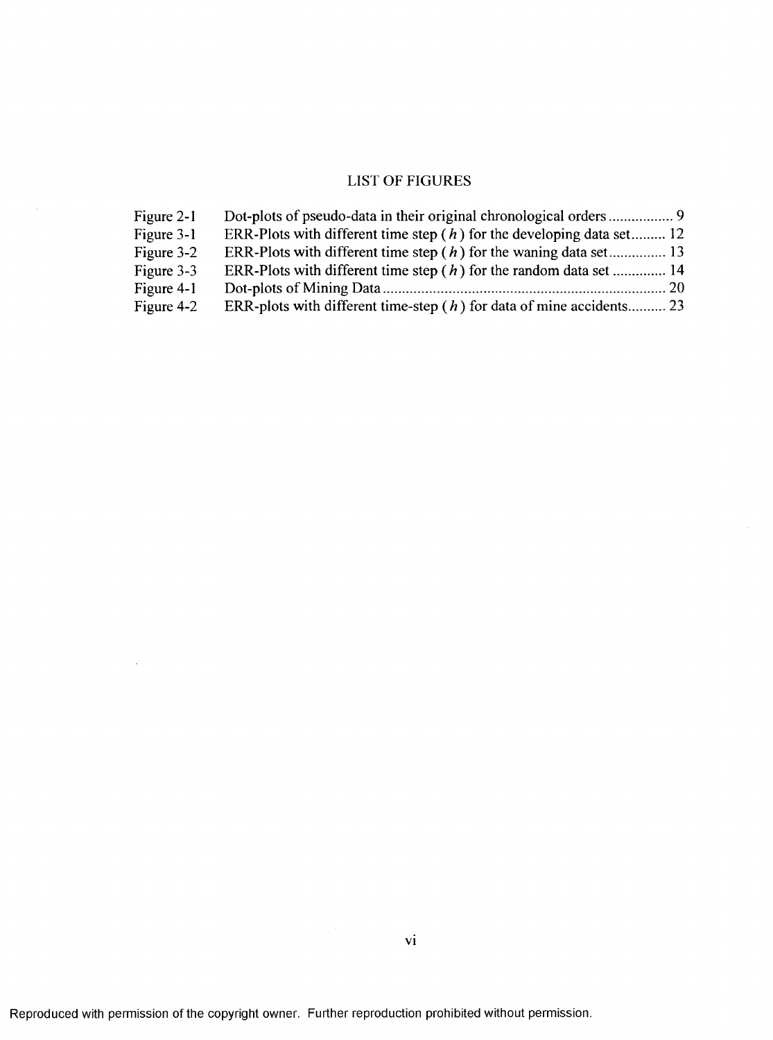# LIST OF FIGURES

| | | |
|---|---|---|
| Figure 2-1 | Dot-plots of pseudo-data in their original chronological orders | 9 |
| Figure 3-1 | ERR-Plots with different time step ($h$) for the developing data set | 12 |
| Figure 3-2 | ERR-Plots with different time step ($h$) for the waning data set | 13 |
| Figure 3-3 | ERR-Plots with different time step ($h$) for the random data set | 14 |
| Figure 4-1 | Dot-plots of Mining Data | 20 |
| Figure 4-2 | ERR-plots with different time-step ($h$) for data of mine accidents | 23 |

Reproduced with permission of the copyright owner. Further reproduction prohibited without permission.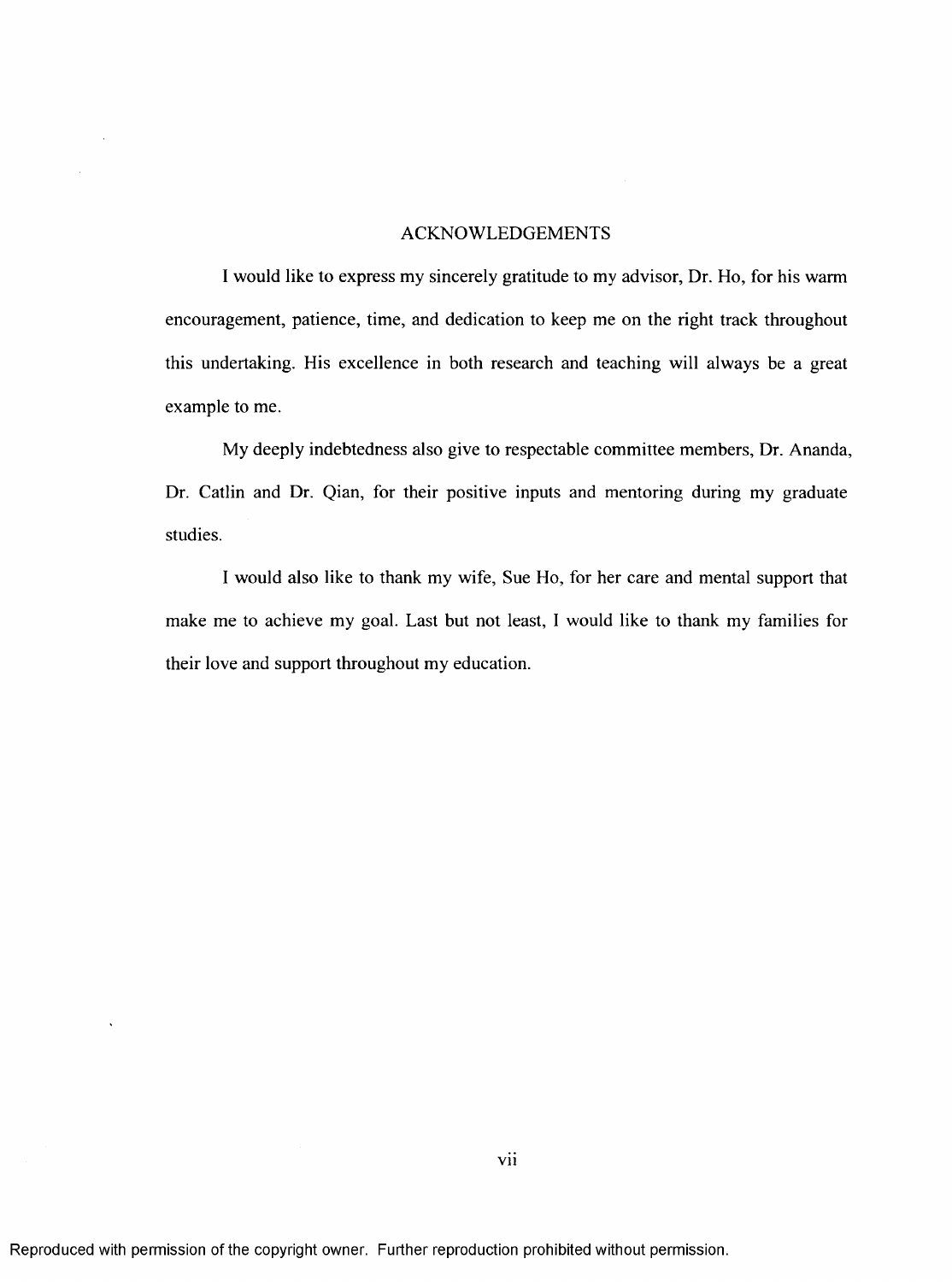# ACKNOWLEDGEMENTS

I would like to express my sincerely gratitude to my advisor, Dr. Ho, for his warm encouragement, patience, time, and dedication to keep me on the right track throughout this undertaking. His excellence in both research and teaching will always be a great example to me.

My deeply indebtedness also give to respectable committee members, Dr. Ananda, Dr. Catlin and Dr. Qian, for their positive inputs and mentoring during my graduate studies.

I would also like to thank my wife, Sue Ho, for her care and mental support that make me to achieve my goal. Last but not least, I would like to thank my families for their love and support throughout my education.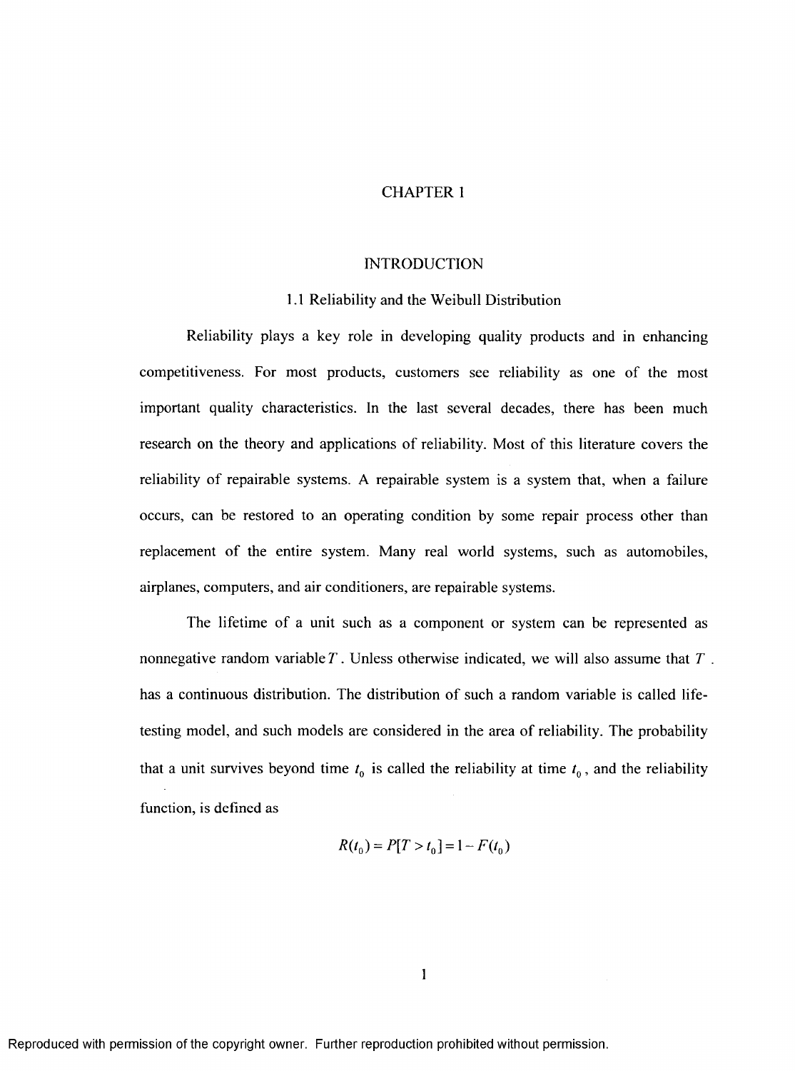# CHAPTER 1

## INTRODUCTION

### 1.1 Reliability and the Weibull Distribution

Reliability plays a key role in developing quality products and in enhancing competitiveness. For most products, customers see reliability as one of the most important quality characteristics. In the last several decades, there has been much research on the theory and applications of reliability. Most of this literature covers the reliability of repairable systems. A repairable system is a system that, when a failure occurs, can be restored to an operating condition by some repair process other than replacement of the entire system. Many real world systems, such as automobiles, airplanes, computers, and air conditioners, are repairable systems.

The lifetime of a unit such as a component or system can be represented as nonnegative random variable $T$. Unless otherwise indicated, we will also assume that $T$ . has a continuous distribution. The distribution of such a random variable is called life-testing model, and such models are considered in the area of reliability. The probability that a unit survives beyond time $t_0$ is called the reliability at time $t_0$, and the reliability function, is defined as

$$R(t_0) = P[T > t_0] = 1 - F(t_0)$$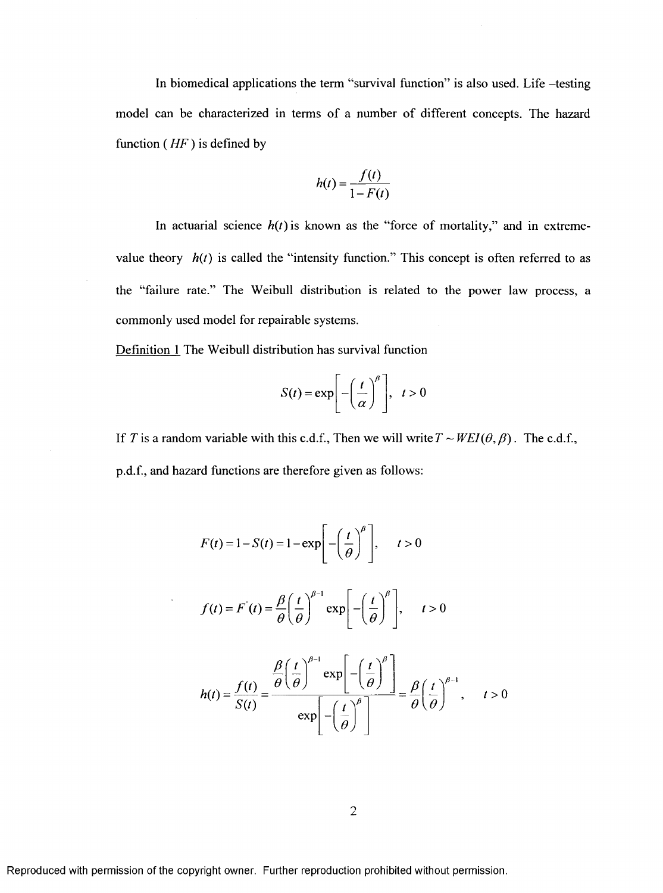In biomedical applications the term "survival function" is also used. Life –testing model can be characterized in terms of a number of different concepts. The hazard function ( $HF$ ) is defined by

$$h(t) = \frac{f(t)}{1 - F(t)}$$

In actuarial science $h(t)$ is known as the "force of mortality," and in extreme-value theory $h(t)$ is called the "intensity function." This concept is often referred to as the "failure rate." The Weibull distribution is related to the power law process, a commonly used model for repairable systems.

<u>Definition 1</u> The Weibull distribution has survival function

$$S(t) = \exp\left[-\left(\frac{t}{\alpha}\right)^{\beta}\right], \quad t > 0$$

If $T$ is a random variable with this c.d.f., Then we will write $T \sim WEI(\theta, \beta)$. The c.d.f., p.d.f., and hazard functions are therefore given as follows:

$$F(t) = 1 - S(t) = 1 - \exp\left[-\left(\frac{t}{\theta}\right)^{\beta}\right], \quad t > 0$$

$$f(t) = F'(t) = \frac{\beta}{\theta}\left(\frac{t}{\theta}\right)^{\beta-1} \exp\left[-\left(\frac{t}{\theta}\right)^{\beta}\right], \quad t > 0$$

$$h(t) = \frac{f(t)}{S(t)} = \frac{\frac{\beta}{\theta}\left(\frac{t}{\theta}\right)^{\beta-1} \exp\left[-\left(\frac{t}{\theta}\right)^{\beta}\right]}{\exp\left[-\left(\frac{t}{\theta}\right)^{\beta}\right]} = \frac{\beta}{\theta}\left(\frac{t}{\theta}\right)^{\beta-1}, \quad t > 0$$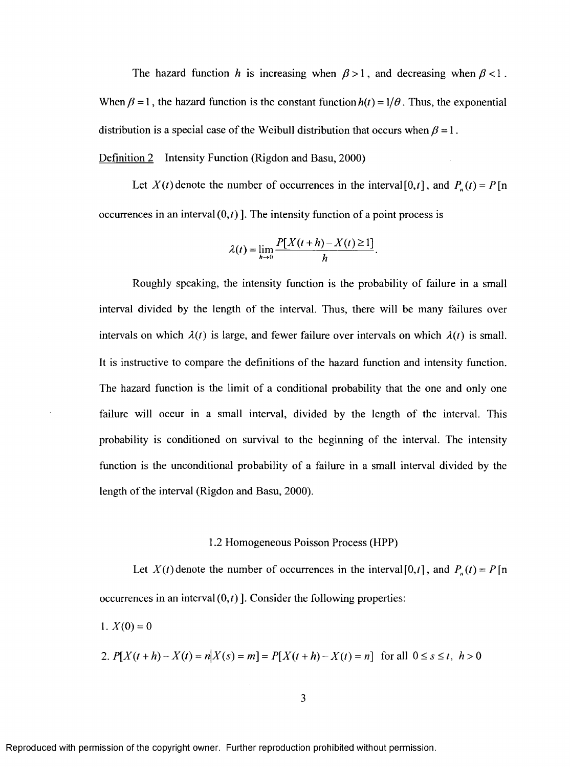The hazard function $h$ is increasing when $\beta > 1$, and decreasing when $\beta < 1$. When $\beta = 1$, the hazard function is the constant function $h(t) = 1/\theta$. Thus, the exponential distribution is a special case of the Weibull distribution that occurs when $\beta = 1$.

Definition 2 Intensity Function (Rigdon and Basu, 2000)

Let $X(t)$ denote the number of occurrences in the interval $[0,t]$, and $P_n(t) = P$[n occurrences in an interval $(0,t)$ ]. The intensity function of a point process is

$$\lambda(t) = \lim_{h \to 0} \frac{P[X(t+h) - X(t) \geq 1]}{h}.$$

Roughly speaking, the intensity function is the probability of failure in a small interval divided by the length of the interval. Thus, there will be many failures over intervals on which $\lambda(t)$ is large, and fewer failure over intervals on which $\lambda(t)$ is small. It is instructive to compare the definitions of the hazard function and intensity function. The hazard function is the limit of a conditional probability that the one and only one failure will occur in a small interval, divided by the length of the interval. This probability is conditioned on survival to the beginning of the interval. The intensity function is the unconditional probability of a failure in a small interval divided by the length of the interval (Rigdon and Basu, 2000).

## 1.2 Homogeneous Poisson Process (HPP)

Let $X(t)$ denote the number of occurrences in the interval $[0,t]$, and $P_n(t) = P$[n occurrences in an interval $(0,t)$ ]. Consider the following properties:

1. $X(0) = 0$

2. $P[X(t+h) - X(t) = n | X(s) = m] = P[X(t+h) - X(t) = n]$ for all $0 \leq s \leq t,\ h > 0$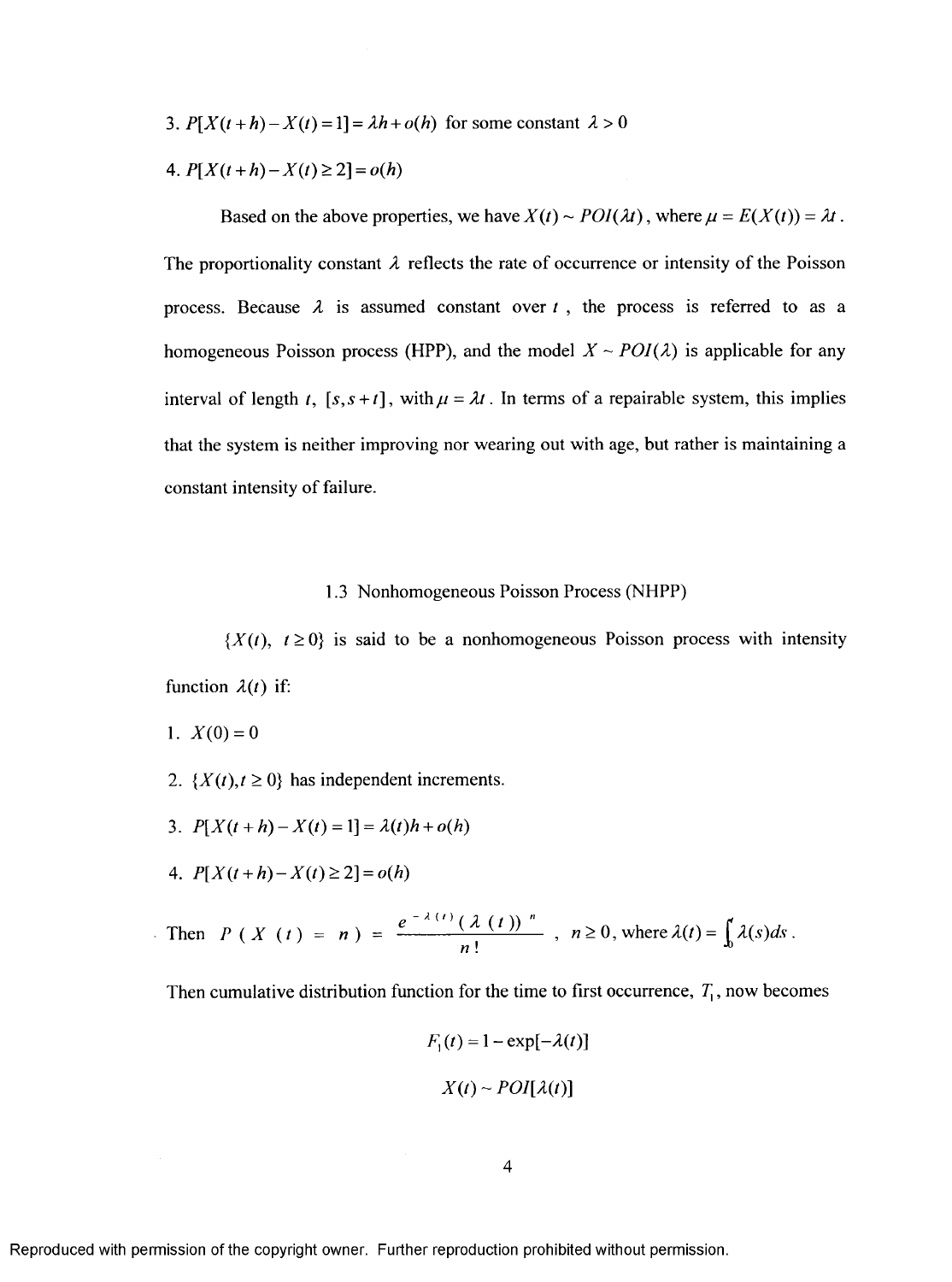3. $P[X(t+h)-X(t)=1]=\lambda h+o(h)$ for some constant $\lambda>0$

4. $P[X(t+h)-X(t)\geq 2]=o(h)$

Based on the above properties, we have $X(t)\sim POI(\lambda t)$, where $\mu=E(X(t))=\lambda t$. The proportionality constant $\lambda$ reflects the rate of occurrence or intensity of the Poisson process. Because $\lambda$ is assumed constant over $t$, the process is referred to as a homogeneous Poisson process (HPP), and the model $X\sim POI(\lambda)$ is applicable for any interval of length $t$, $[s,s+t]$, with $\mu=\lambda t$. In terms of a repairable system, this implies that the system is neither improving nor wearing out with age, but rather is maintaining a constant intensity of failure.

## 1.3 Nonhomogeneous Poisson Process (NHPP)

$\{X(t),\ t\geq 0\}$ is said to be a nonhomogeneous Poisson process with intensity function $\lambda(t)$ if:

1. $X(0)=0$
2. $\{X(t),t\geq 0\}$ has independent increments.
3. $P[X(t+h)-X(t)=1]=\lambda(t)h+o(h)$
4. $P[X(t+h)-X(t)\geq 2]=o(h)$

Then $P(X(t)=n)=\dfrac{e^{-\lambda(t)}(\lambda(t))^{n}}{n!}$, $n\geq 0$, where $\lambda(t)=\int_0^t \lambda(s)ds$.

Then cumulative distribution function for the time to first occurrence, $T_1$, now becomes

$$F_1(t)=1-\exp[-\lambda(t)]$$

$$X(t)\sim POI[\lambda(t)]$$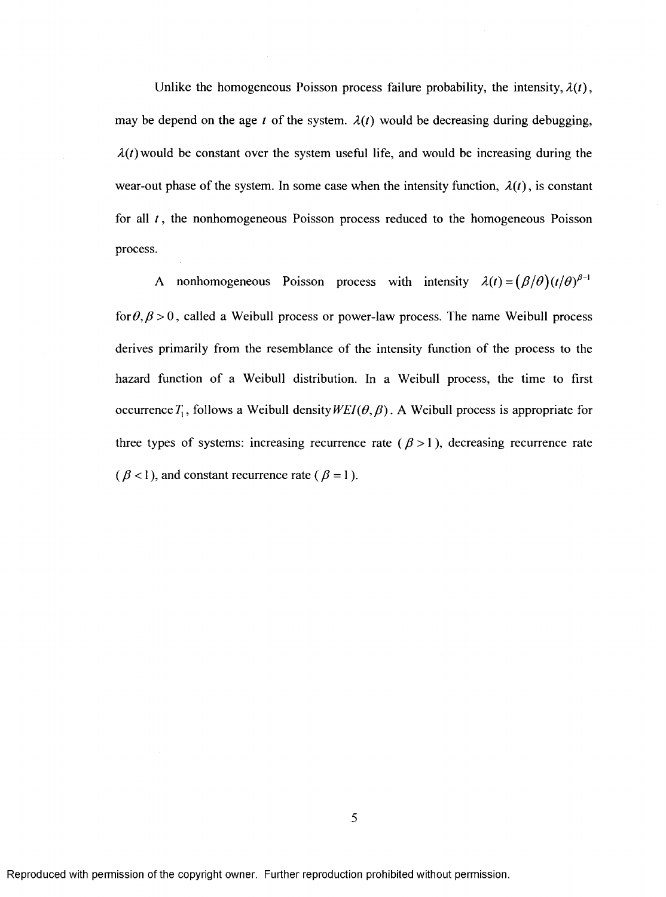Unlike the homogeneous Poisson process failure probability, the intensity, $\lambda(t)$, may be depend on the age $t$ of the system. $\lambda(t)$ would be decreasing during debugging, $\lambda(t)$ would be constant over the system useful life, and would be increasing during the wear-out phase of the system. In some case when the intensity function, $\lambda(t)$, is constant for all $t$, the nonhomogeneous Poisson process reduced to the homogeneous Poisson process.

A nonhomogeneous Poisson process with intensity $\lambda(t) = (\beta/\theta)(t/\theta)^{\beta-1}$ for $\theta, \beta > 0$, called a Weibull process or power-law process. The name Weibull process derives primarily from the resemblance of the intensity function of the process to the hazard function of a Weibull distribution. In a Weibull process, the time to first occurrence $T_1$, follows a Weibull density $WEI(\theta, \beta)$. A Weibull process is appropriate for three types of systems: increasing recurrence rate ($\beta > 1$), decreasing recurrence rate ($\beta < 1$), and constant recurrence rate ($\beta = 1$).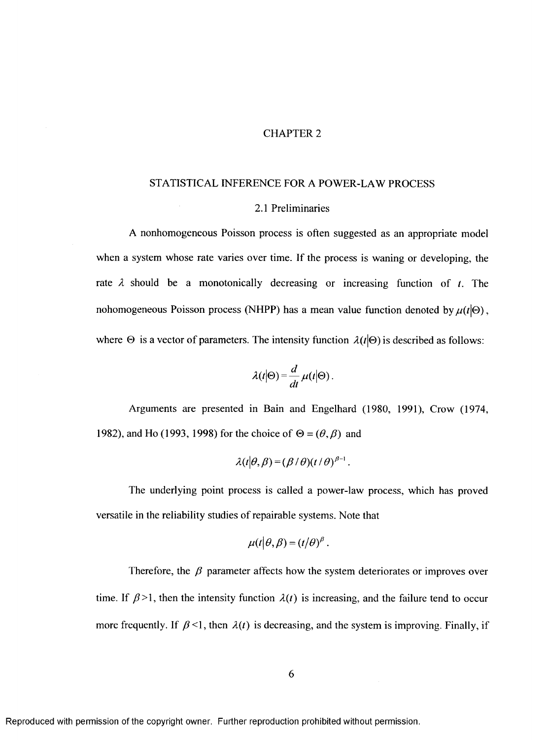# CHAPTER 2

## STATISTICAL INFERENCE FOR A POWER-LAW PROCESS

### 2.1 Preliminaries

A nonhomogeneous Poisson process is often suggested as an appropriate model when a system whose rate varies over time. If the process is waning or developing, the rate $\lambda$ should be a monotonically decreasing or increasing function of $t$. The nohomogeneous Poisson process (NHPP) has a mean value function denoted by $\mu(t|\Theta)$, where $\Theta$ is a vector of parameters. The intensity function $\lambda(t|\Theta)$ is described as follows:

$$\lambda(t|\Theta) = \frac{d}{dt}\mu(t|\Theta).$$

Arguments are presented in Bain and Engelhard (1980, 1991), Crow (1974, 1982), and Ho (1993, 1998) for the choice of $\Theta = (\theta, \beta)$ and

$$\lambda(t|\theta, \beta) = (\beta / \theta)(t / \theta)^{\beta - 1}.$$

The underlying point process is called a power-law process, which has proved versatile in the reliability studies of repairable systems. Note that

$$\mu(t|\theta, \beta) = (t/\theta)^{\beta}.$$

Therefore, the $\beta$ parameter affects how the system deteriorates or improves over time. If $\beta > 1$, then the intensity function $\lambda(t)$ is increasing, and the failure tend to occur more frequently. If $\beta < 1$, then $\lambda(t)$ is decreasing, and the system is improving. Finally, if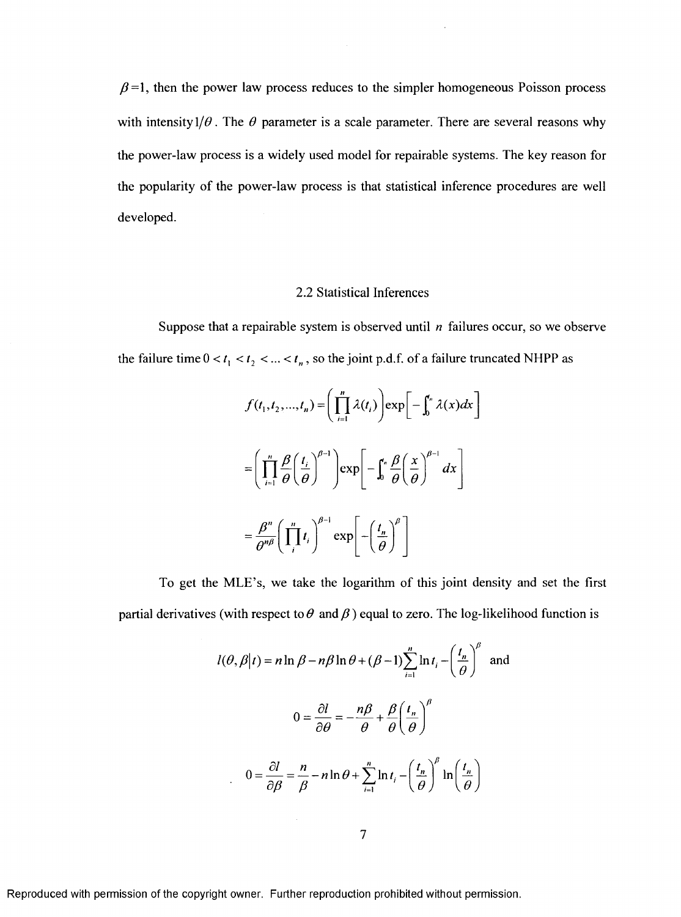$\beta=1$, then the power law process reduces to the simpler homogeneous Poisson process with intensity $1/\theta$. The $\theta$ parameter is a scale parameter. There are several reasons why the power-law process is a widely used model for repairable systems. The key reason for the popularity of the power-law process is that statistical inference procedures are well developed.

## 2.2 Statistical Inferences

Suppose that a repairable system is observed until $n$ failures occur, so we observe the failure time $0 < t_1 < t_2 < \ldots < t_n$, so the joint p.d.f. of a failure truncated NHPP as

$$f(t_1, t_2, \ldots, t_n) = \left(\prod_{i=1}^{n} \lambda(t_i)\right) \exp\left[-\int_0^{t_n} \lambda(x)dx\right]$$

$$= \left(\prod_{i=1}^{n} \frac{\beta}{\theta}\left(\frac{t_i}{\theta}\right)^{\beta-1}\right) \exp\left[-\int_0^{t_n} \frac{\beta}{\theta}\left(\frac{x}{\theta}\right)^{\beta-1} dx\right]$$

$$= \frac{\beta^n}{\theta^{n\beta}}\left(\prod_{i}^{n} t_i\right)^{\beta-1} \exp\left[-\left(\frac{t_n}{\theta}\right)^{\beta}\right]$$

To get the MLE's, we take the logarithm of this joint density and set the first partial derivatives (with respect to $\theta$ and $\beta$) equal to zero. The log-likelihood function is

$$l(\theta, \beta | t) = n \ln \beta - n\beta \ln \theta + (\beta - 1)\sum_{i=1}^{n} \ln t_i - \left(\frac{t_n}{\theta}\right)^{\beta} \quad \text{and}$$

$$0 = \frac{\partial l}{\partial \theta} = -\frac{n\beta}{\theta} + \frac{\beta}{\theta}\left(\frac{t_n}{\theta}\right)^{\beta}$$

$$0 = \frac{\partial l}{\partial \beta} = \frac{n}{\beta} - n \ln \theta + \sum_{i=1}^{n} \ln t_i - \left(\frac{t_n}{\theta}\right)^{\beta} \ln\left(\frac{t_n}{\theta}\right)$$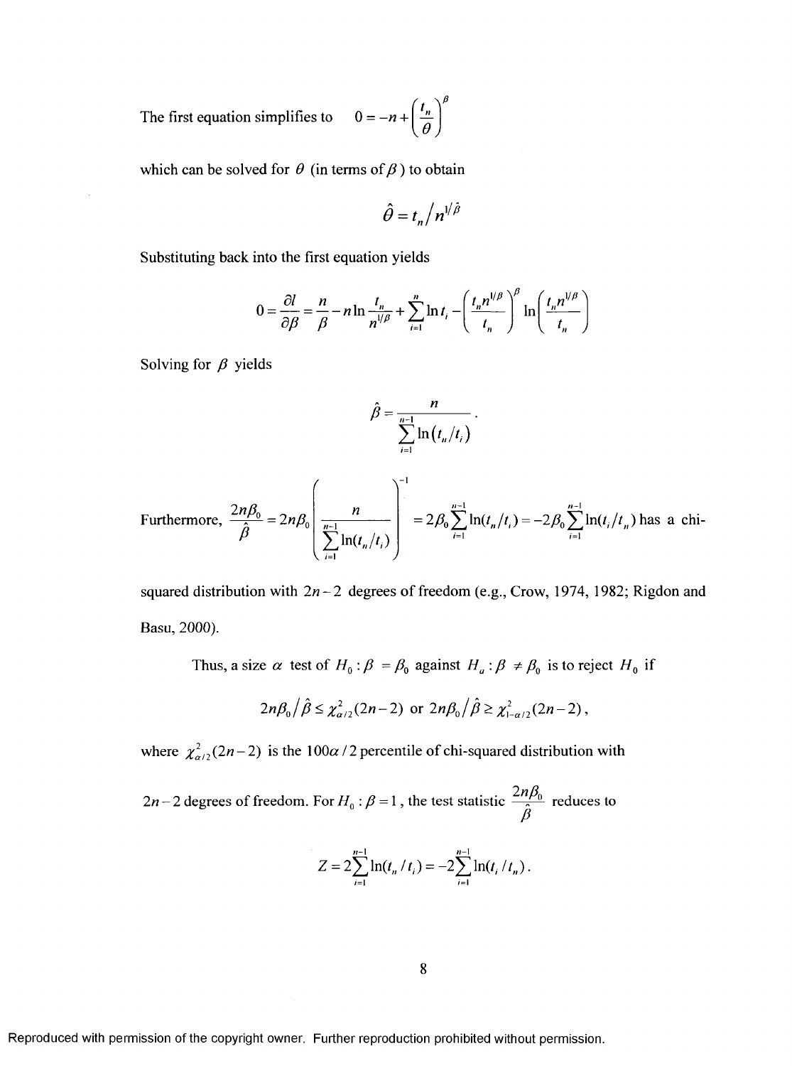The first equation simplifies to $0 = -n + \left(\frac{t_n}{\theta}\right)^{\beta}$

which can be solved for $\theta$ (in terms of $\beta$) to obtain

$$\hat{\theta} = t_n / n^{1/\hat{\beta}}$$

Substituting back into the first equation yields

$$0 = \frac{\partial l}{\partial \beta} = \frac{n}{\beta} - n \ln \frac{t_n}{n^{1/\beta}} + \sum_{i=1}^{n} \ln t_i - \left(\frac{t_n n^{1/\beta}}{t_n}\right)^{\beta} \ln\left(\frac{t_n n^{1/\beta}}{t_n}\right)$$

Solving for $\beta$ yields

$$\hat{\beta} = \frac{n}{\sum_{i=1}^{n-1} \ln(t_n / t_i)}.$$

Furthermore, $\frac{2n\beta_0}{\hat{\beta}} = 2n\beta_0 \left(\frac{n}{\sum_{i=1}^{n-1} \ln(t_n/t_i)}\right)^{-1} = 2\beta_0 \sum_{i=1}^{n-1} \ln(t_n/t_i) = -2\beta_0 \sum_{i=1}^{n-1} \ln(t_i/t_n)$ has a chi-squared distribution with $2n-2$ degrees of freedom (e.g., Crow, 1974, 1982; Rigdon and Basu, 2000).

Thus, a size $\alpha$ test of $H_0 : \beta = \beta_0$ against $H_a : \beta \neq \beta_0$ is to reject $H_0$ if

$$2n\beta_0 / \hat{\beta} \leq \chi^2_{\alpha/2}(2n-2) \text{ or } 2n\beta_0 / \hat{\beta} \geq \chi^2_{1-\alpha/2}(2n-2),$$

where $\chi^2_{\alpha/2}(2n-2)$ is the $100\alpha/2$ percentile of chi-squared distribution with $2n-2$ degrees of freedom. For $H_0 : \beta = 1$, the test statistic $\frac{2n\beta_0}{\hat{\beta}}$ reduces to

$$Z = 2\sum_{i=1}^{n-1} \ln(t_n / t_i) = -2\sum_{i=1}^{n-1} \ln(t_i / t_n).$$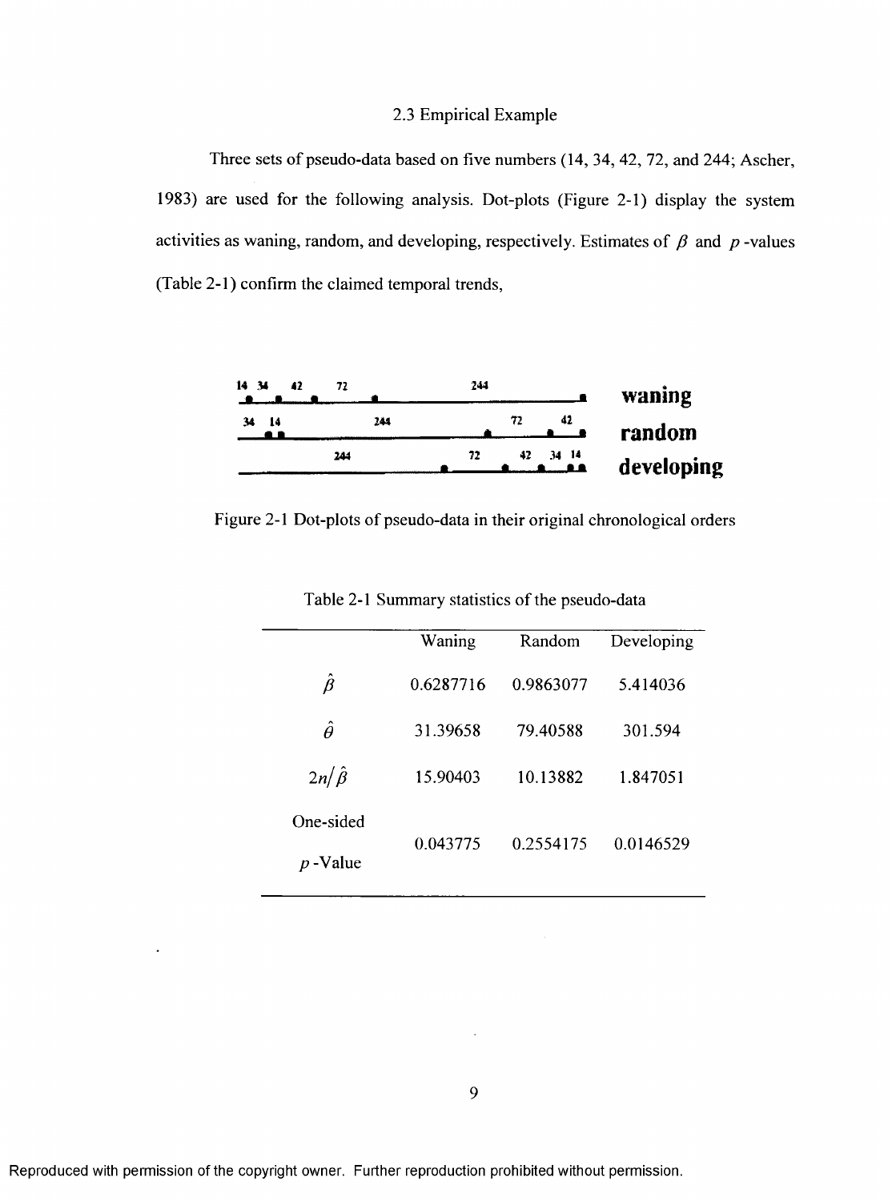## 2.3 Empirical Example

Three sets of pseudo-data based on five numbers (14, 34, 42, 72, and 244; Ascher, 1983) are used for the following analysis. Dot-plots (Figure 2-1) display the system activities as waning, random, and developing, respectively. Estimates of $\beta$ and $p$-values (Table 2-1) confirm the claimed temporal trends,

Figure 2-1 Dot-plots of pseudo-data in their original chronological orders

Table 2-1 Summary statistics of the pseudo-data

| | Waning | Random | Developing |
|---|---|---|---|
| $\hat{\beta}$ | 0.6287716 | 0.9863077 | 5.414036 |
| $\hat{\theta}$ | 31.39658 | 79.40588 | 301.594 |
| $2n/\hat{\beta}$ | 15.90403 | 10.13882 | 1.847051 |
| One-sided $p$-Value | 0.043775 | 0.2554175 | 0.0146529 |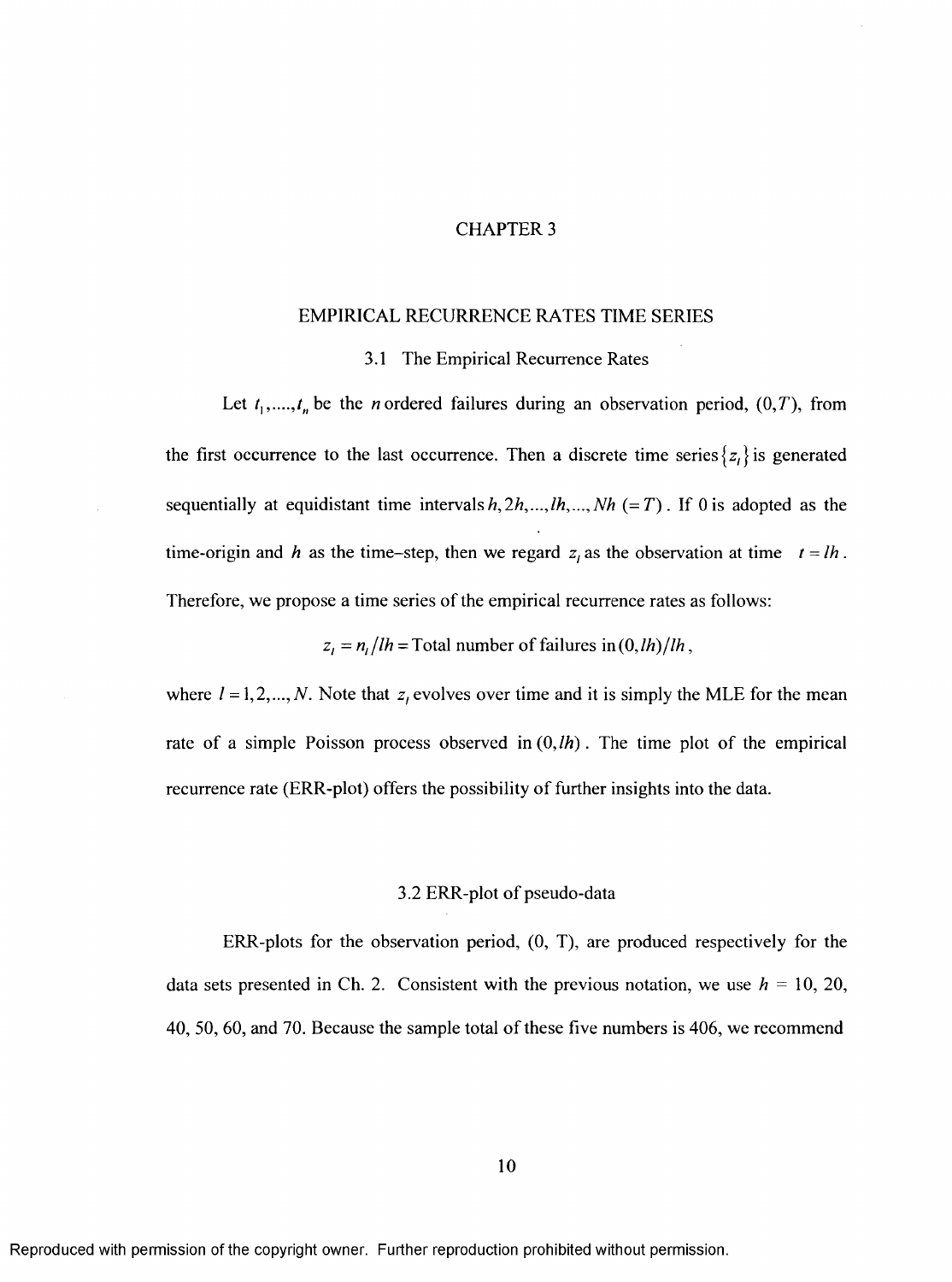# CHAPTER 3

## EMPIRICAL RECURRENCE RATES TIME SERIES

### 3.1 The Empirical Recurrence Rates

Let $t_1, \ldots, t_n$ be the $n$ ordered failures during an observation period, $(0,T)$, from the first occurrence to the last occurrence. Then a discrete time series $\{z_l\}$ is generated sequentially at equidistant time intervals $h, 2h, \ldots, lh, \ldots, Nh\ (=T)$. If 0 is adopted as the time-origin and $h$ as the time–step, then we regard $z_l$ as the observation at time $t = lh$. Therefore, we propose a time series of the empirical recurrence rates as follows:

$$z_l = n_l / lh = \text{Total number of failures in } (0, lh)/lh,$$

where $l = 1, 2, \ldots, N$. Note that $z_l$ evolves over time and it is simply the MLE for the mean rate of a simple Poisson process observed in $(0, lh)$. The time plot of the empirical recurrence rate (ERR-plot) offers the possibility of further insights into the data.

### 3.2 ERR-plot of pseudo-data

ERR-plots for the observation period, (0, T), are produced respectively for the data sets presented in Ch. 2. Consistent with the previous notation, we use $h$ = 10, 20, 40, 50, 60, and 70. Because the sample total of these five numbers is 406, we recommend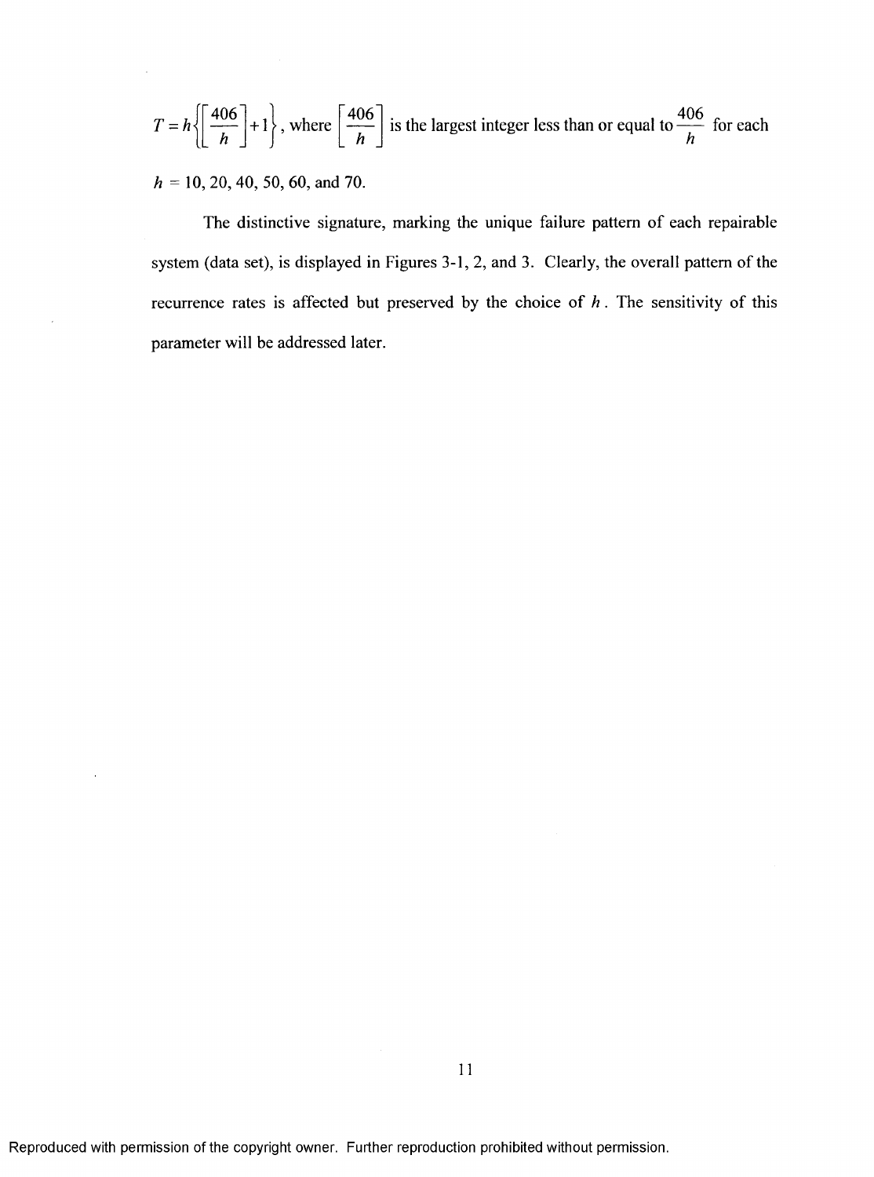$T = h\left\{\left[\frac{406}{h}\right]+1\right\}$, where $\left[\frac{406}{h}\right]$ is the largest integer less than or equal to $\frac{406}{h}$ for each $h$ = 10, 20, 40, 50, 60, and 70.

The distinctive signature, marking the unique failure pattern of each repairable system (data set), is displayed in Figures 3-1, 2, and 3. Clearly, the overall pattern of the recurrence rates is affected but preserved by the choice of $h$. The sensitivity of this parameter will be addressed later.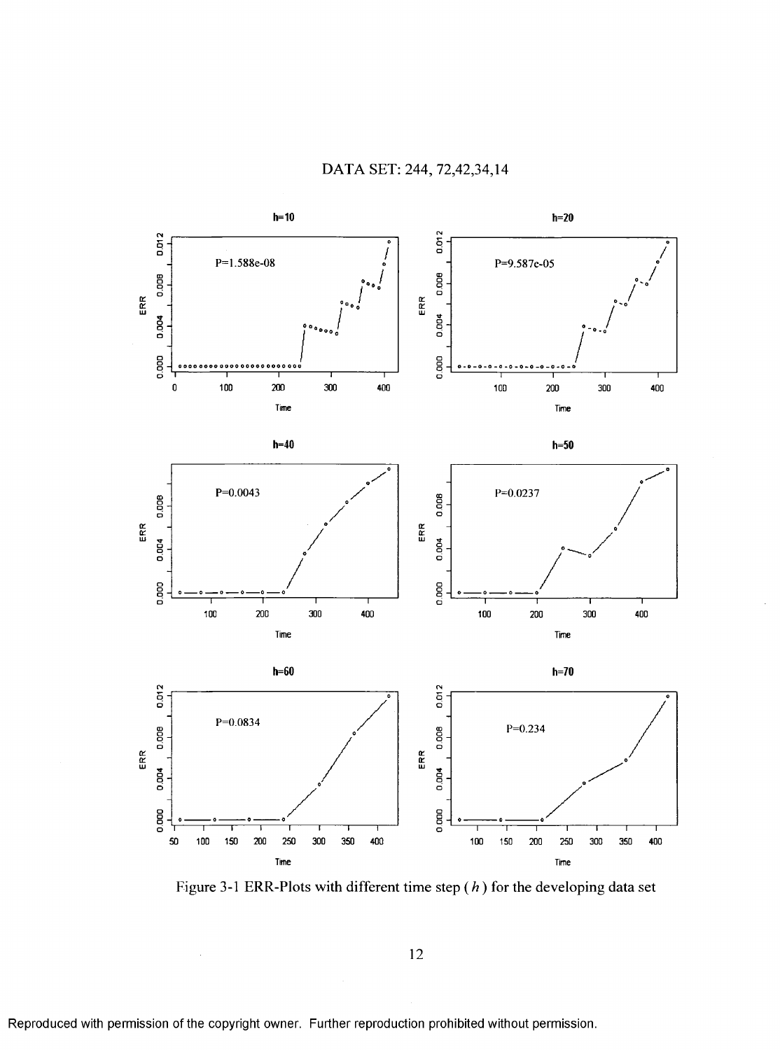DATA SET: 244, 72,42,34,14

Figure 3-1 ERR-Plots with different time step ($h$) for the developing data set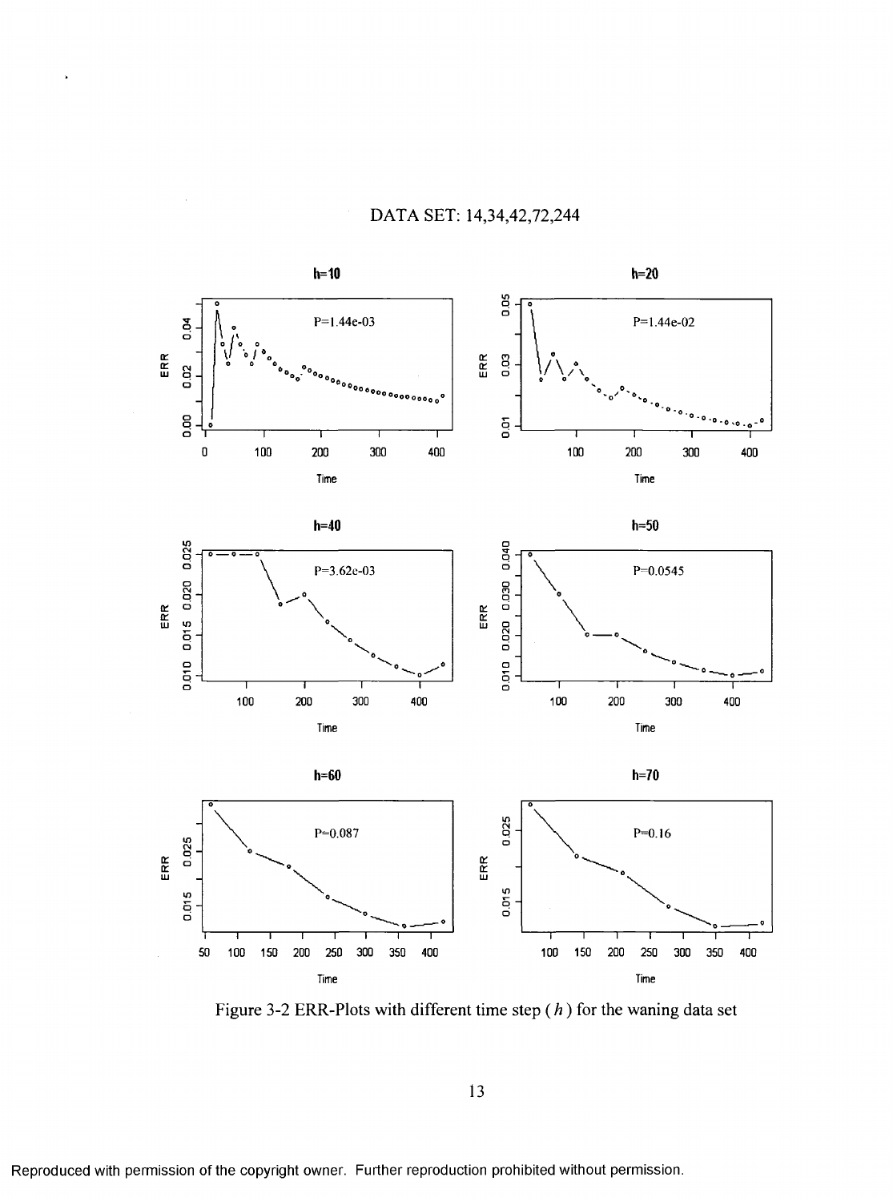DATA SET: 14,34,42,72,244

Figure 3-2 ERR-Plots with different time step ( $h$ ) for the waning data set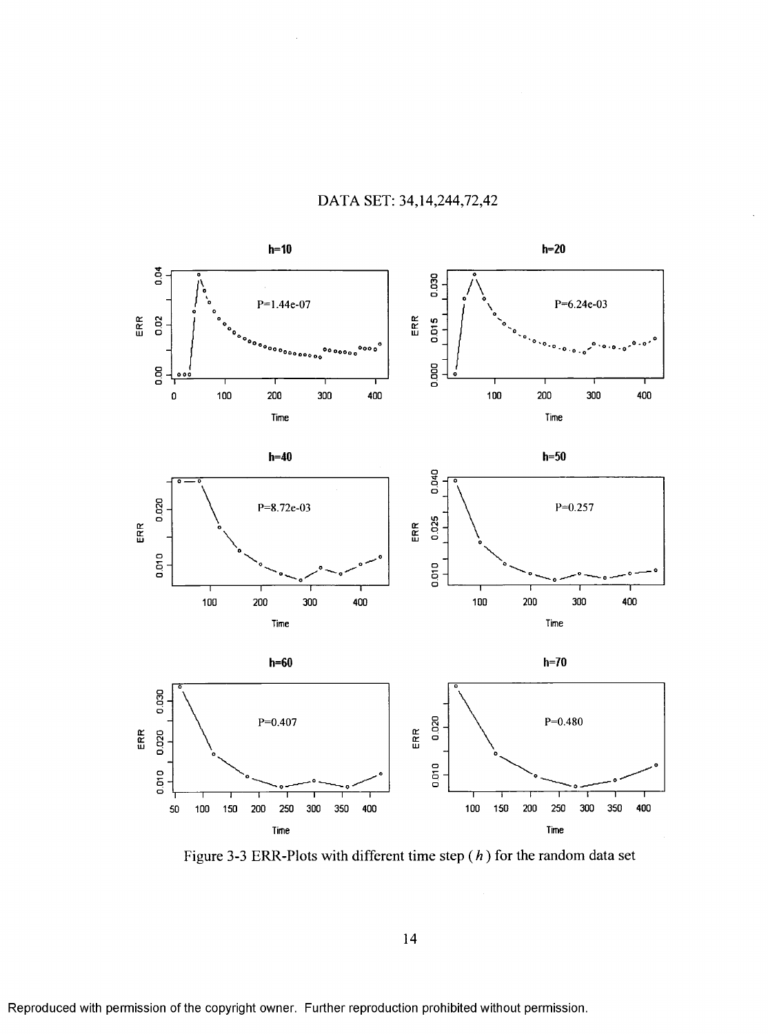DATA SET: 34,14,244,72,42

Figure 3-3 ERR-Plots with different time step ( $h$ ) for the random data set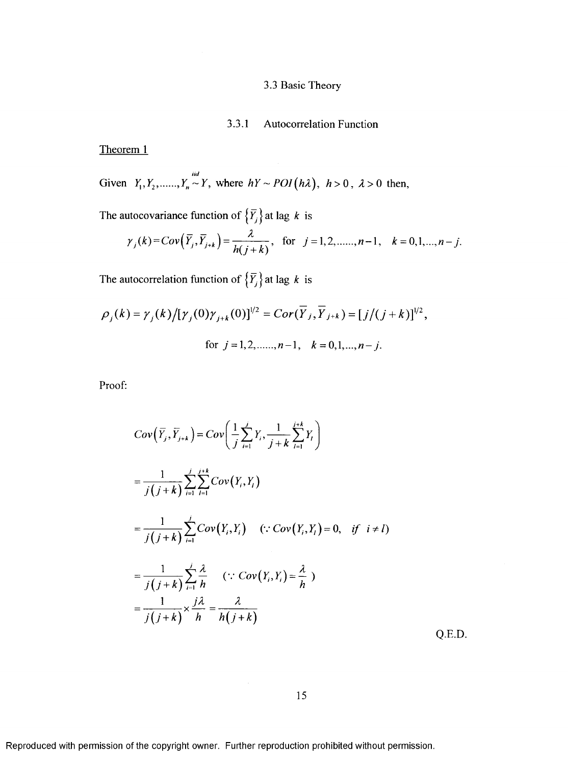## 3.3 Basic Theory

### 3.3.1 Autocorrelation Function

Theorem 1

Given $Y_1, Y_2, \ldots\ldots, Y_n \overset{iid}{\sim} Y$, where $hY \sim POI(h\lambda)$, $h > 0$, $\lambda > 0$ then,

The autocovariance function of $\{\bar{Y}_j\}$ at lag $k$ is

$$\gamma_j(k) = Cov\left(\bar{Y}_j, \bar{Y}_{j+k}\right) = \frac{\lambda}{h(j+k)}, \quad \text{for } j = 1, 2, \ldots\ldots, n-1, \quad k = 0, 1, \ldots, n-j.$$

The autocorrelation function of $\{\bar{Y}_j\}$ at lag $k$ is

$$\rho_j(k) = \gamma_j(k) / [\gamma_j(0)\gamma_{j+k}(0)]^{1/2} = Cor(\bar{Y}_j, \bar{Y}_{j+k}) = [j/(j+k)]^{1/2},$$

$$\text{for } j = 1, 2, \ldots\ldots, n-1, \quad k = 0, 1, \ldots, n-j.$$

Proof:

$$Cov\left(\bar{Y}_j, \bar{Y}_{j+k}\right) = Cov\left(\frac{1}{j}\sum_{i=1}^{j} Y_i, \frac{1}{j+k}\sum_{l=1}^{j+k} Y_l\right)$$

$$= \frac{1}{j(j+k)} \sum_{i=1}^{j}\sum_{l=1}^{j+k} Cov\left(Y_i, Y_l\right)$$

$$= \frac{1}{j(j+k)} \sum_{i=1}^{j} Cov\left(Y_i, Y_i\right) \quad (\because Cov\left(Y_i, Y_l\right) = 0, \ \ if \ \ i \neq l)$$

$$= \frac{1}{j(j+k)} \sum_{i=1}^{j} \frac{\lambda}{h} \quad (\because Cov\left(Y_i, Y_i\right) = \frac{\lambda}{h})$$

$$= \frac{1}{j(j+k)} \times \frac{j\lambda}{h} = \frac{\lambda}{h(j+k)}$$

Q.E.D.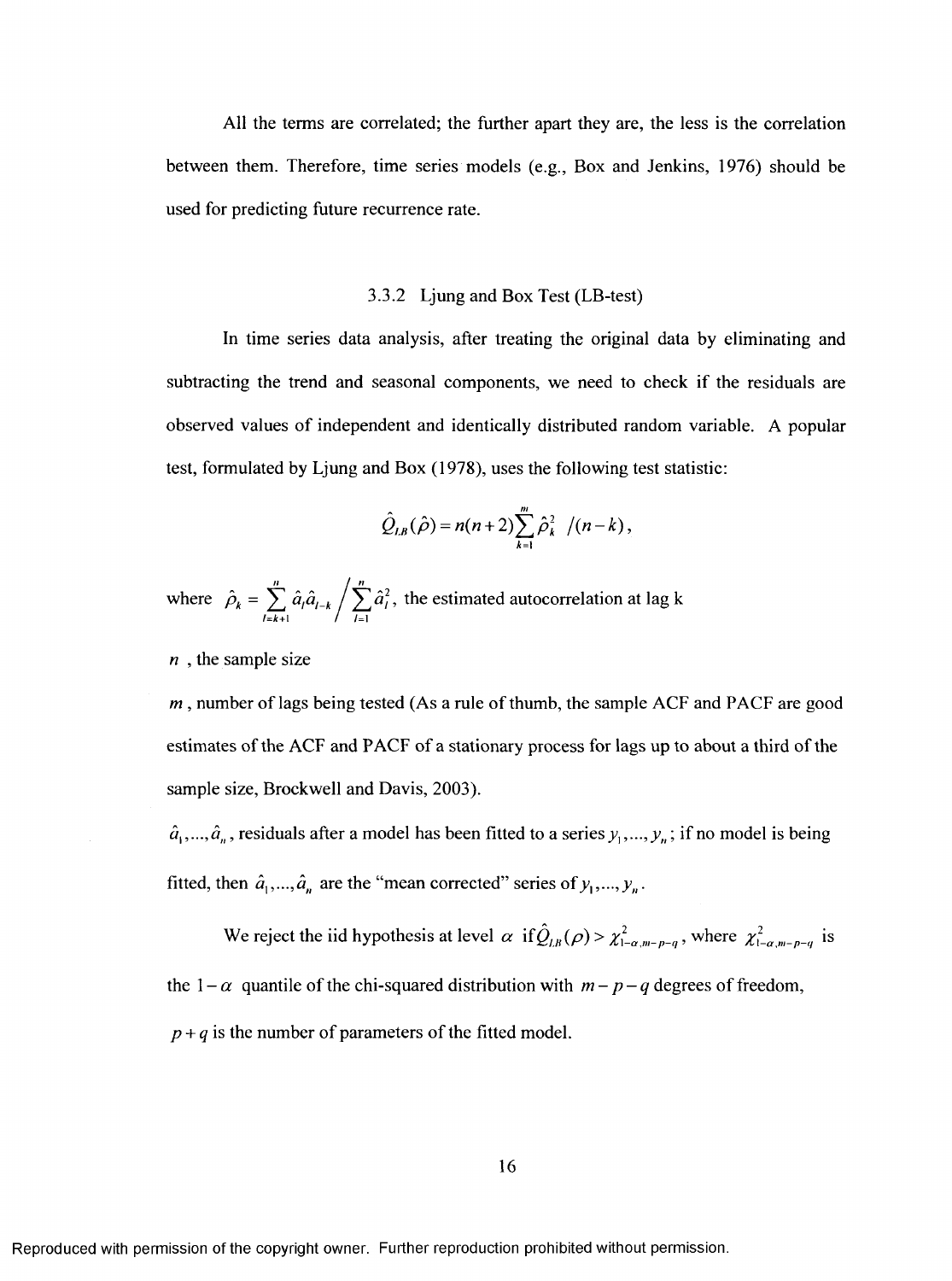All the terms are correlated; the further apart they are, the less is the correlation between them. Therefore, time series models (e.g., Box and Jenkins, 1976) should be used for predicting future recurrence rate.

### 3.3.2 Ljung and Box Test (LB-test)

In time series data analysis, after treating the original data by eliminating and subtracting the trend and seasonal components, we need to check if the residuals are observed values of independent and identically distributed random variable. A popular test, formulated by Ljung and Box (1978), uses the following test statistic:

$$\hat{Q}_{LB}(\hat{\rho}) = n(n+2)\sum_{k=1}^{m} \hat{\rho}_k^2 \;/(n-k),$$

where $\hat{\rho}_k = \sum_{l=k+1}^{n} \hat{a}_l \hat{a}_{l-k} \Big/ \sum_{l=1}^{n} \hat{a}_l^2$, the estimated autocorrelation at lag k

$n$ , the sample size

$m$ , number of lags being tested (As a rule of thumb, the sample ACF and PACF are good estimates of the ACF and PACF of a stationary process for lags up to about a third of the sample size, Brockwell and Davis, 2003).

$\hat{a}_1,...,\hat{a}_n$, residuals after a model has been fitted to a series $y_1,...,y_n$; if no model is being fitted, then $\hat{a}_1,...,\hat{a}_n$ are the "mean corrected" series of $y_1,...,y_n$.

We reject the iid hypothesis at level $\alpha$ if $\hat{Q}_{LB}(\rho) > \chi^2_{1-\alpha,m-p-q}$, where $\chi^2_{1-\alpha,m-p-q}$ is the $1-\alpha$ quantile of the chi-squared distribution with $m-p-q$ degrees of freedom, $p+q$ is the number of parameters of the fitted model.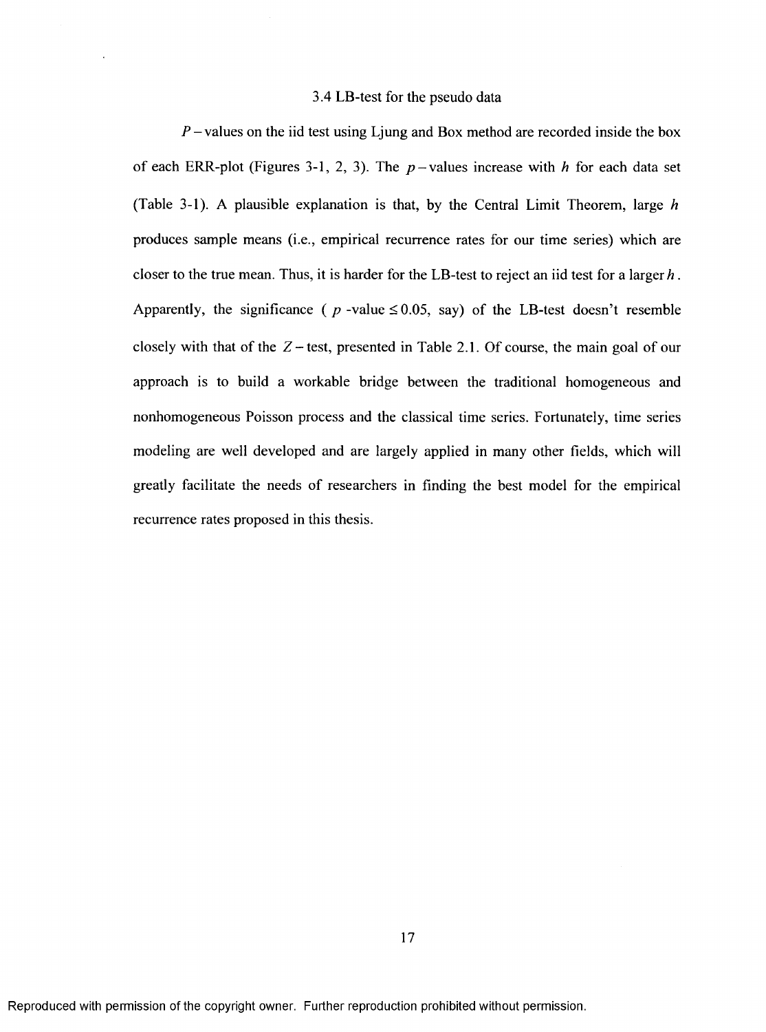### 3.4 LB-test for the pseudo data

$P$ – values on the iid test using Ljung and Box method are recorded inside the box of each ERR-plot (Figures 3-1, 2, 3). The $p$ – values increase with $h$ for each data set (Table 3-1). A plausible explanation is that, by the Central Limit Theorem, large $h$ produces sample means (i.e., empirical recurrence rates for our time series) which are closer to the true mean. Thus, it is harder for the LB-test to reject an iid test for a larger $h$. Apparently, the significance ( $p$ -value $\leq 0.05$, say) of the LB-test doesn't resemble closely with that of the $Z$ – test, presented in Table 2.1. Of course, the main goal of our approach is to build a workable bridge between the traditional homogeneous and nonhomogeneous Poisson process and the classical time series. Fortunately, time series modeling are well developed and are largely applied in many other fields, which will greatly facilitate the needs of researchers in finding the best model for the empirical recurrence rates proposed in this thesis.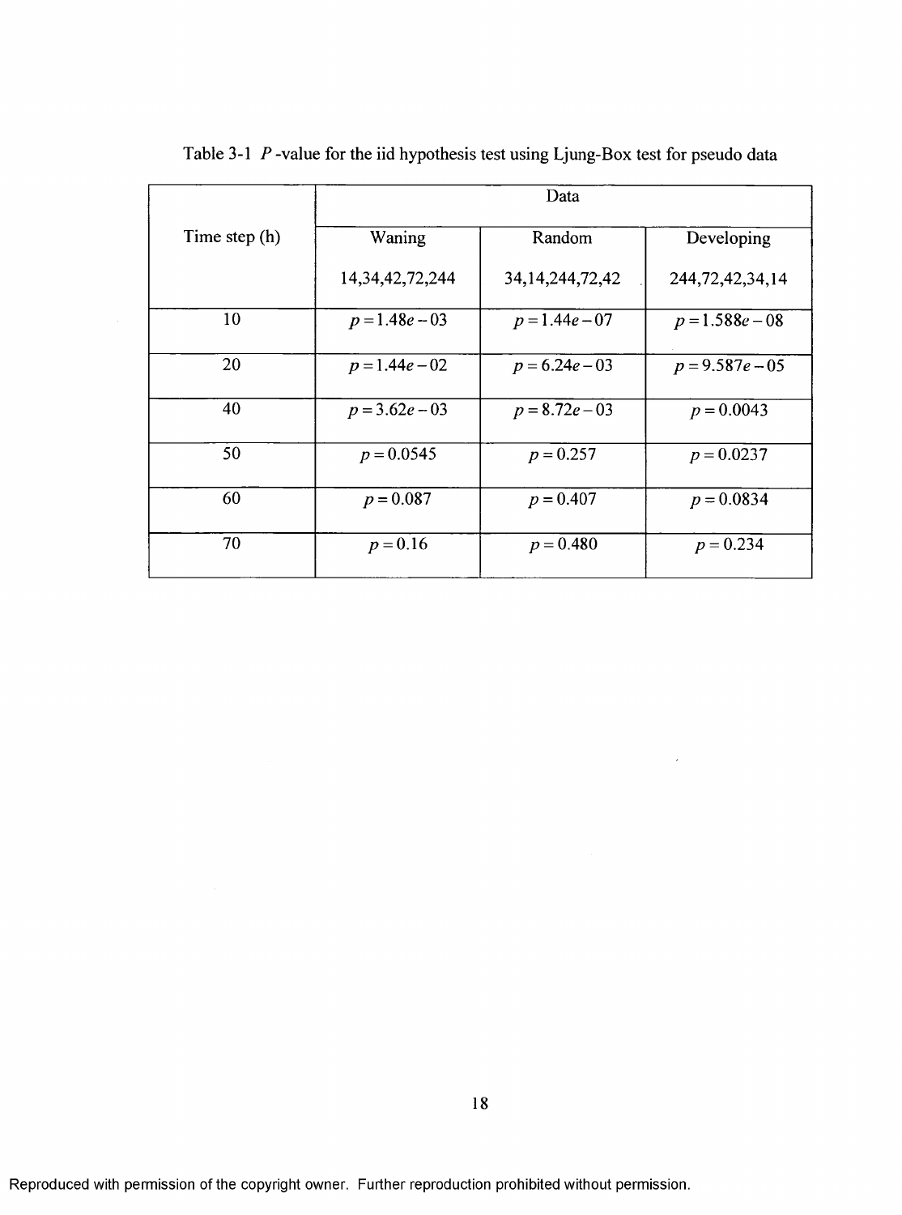Table 3-1 $P$-value for the iid hypothesis test using Ljung-Box test for pseudo data

| Time step (h) | Data | | |
|---|---|---|---|
| | Waning<br>14,34,42,72,244 | Random<br>34,14,244,72,42 | Developing<br>244,72,42,34,14 |
| 10 | $p = 1.48e-03$ | $p = 1.44e-07$ | $p = 1.588e-08$ |
| 20 | $p = 1.44e-02$ | $p = 6.24e-03$ | $p = 9.587e-05$ |
| 40 | $p = 3.62e-03$ | $p = 8.72e-03$ | $p = 0.0043$ |
| 50 | $p = 0.0545$ | $p = 0.257$ | $p = 0.0237$ |
| 60 | $p = 0.087$ | $p = 0.407$ | $p = 0.0834$ |
| 70 | $p = 0.16$ | $p = 0.480$ | $p = 0.234$ |

Reproduced with permission of the copyright owner. Further reproduction prohibited without permission.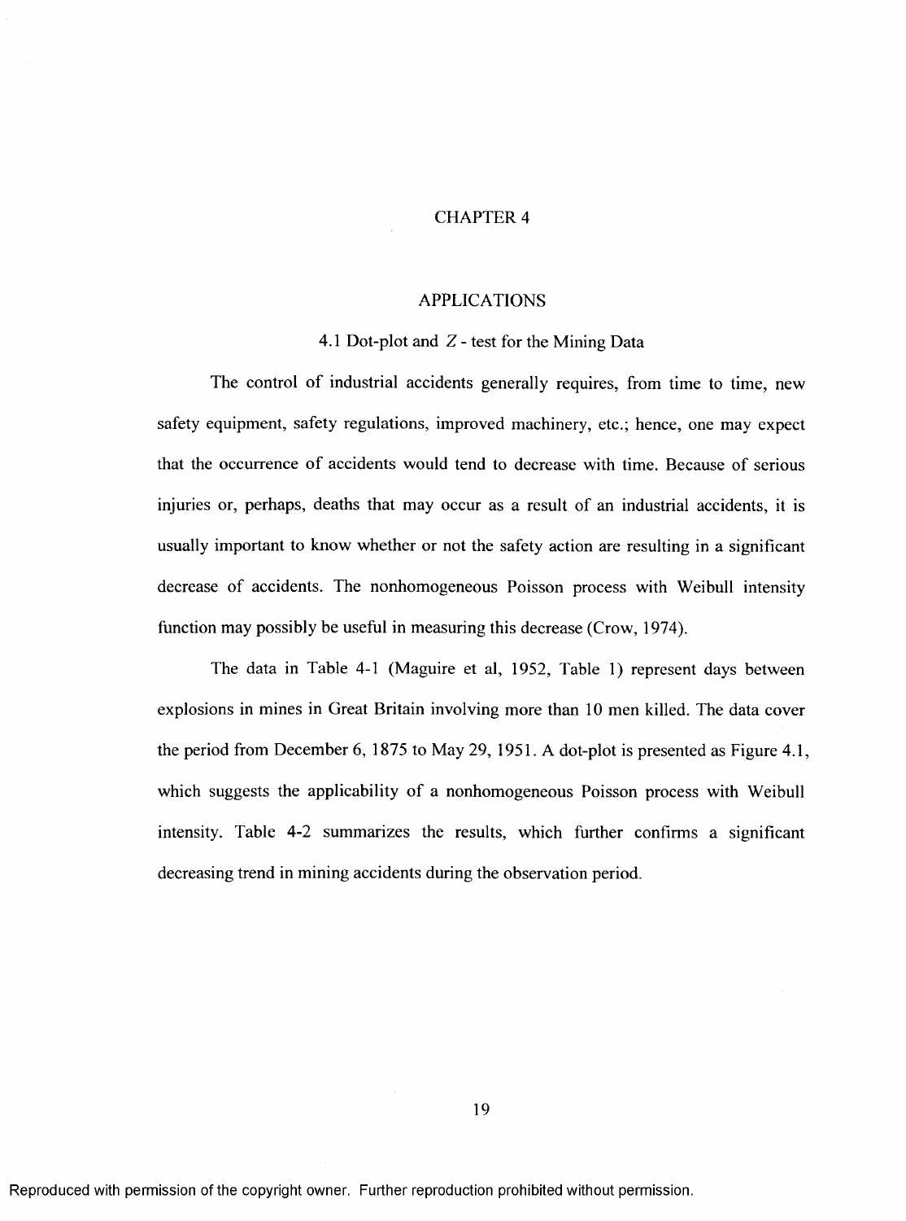# CHAPTER 4

## APPLICATIONS

### 4.1 Dot-plot and $Z$ - test for the Mining Data

The control of industrial accidents generally requires, from time to time, new safety equipment, safety regulations, improved machinery, etc.; hence, one may expect that the occurrence of accidents would tend to decrease with time. Because of serious injuries or, perhaps, deaths that may occur as a result of an industrial accidents, it is usually important to know whether or not the safety action are resulting in a significant decrease of accidents. The nonhomogeneous Poisson process with Weibull intensity function may possibly be useful in measuring this decrease (Crow, 1974).

The data in Table 4-1 (Maguire et al, 1952, Table 1) represent days between explosions in mines in Great Britain involving more than 10 men killed. The data cover the period from December 6, 1875 to May 29, 1951. A dot-plot is presented as Figure 4.1, which suggests the applicability of a nonhomogeneous Poisson process with Weibull intensity. Table 4-2 summarizes the results, which further confirms a significant decreasing trend in mining accidents during the observation period.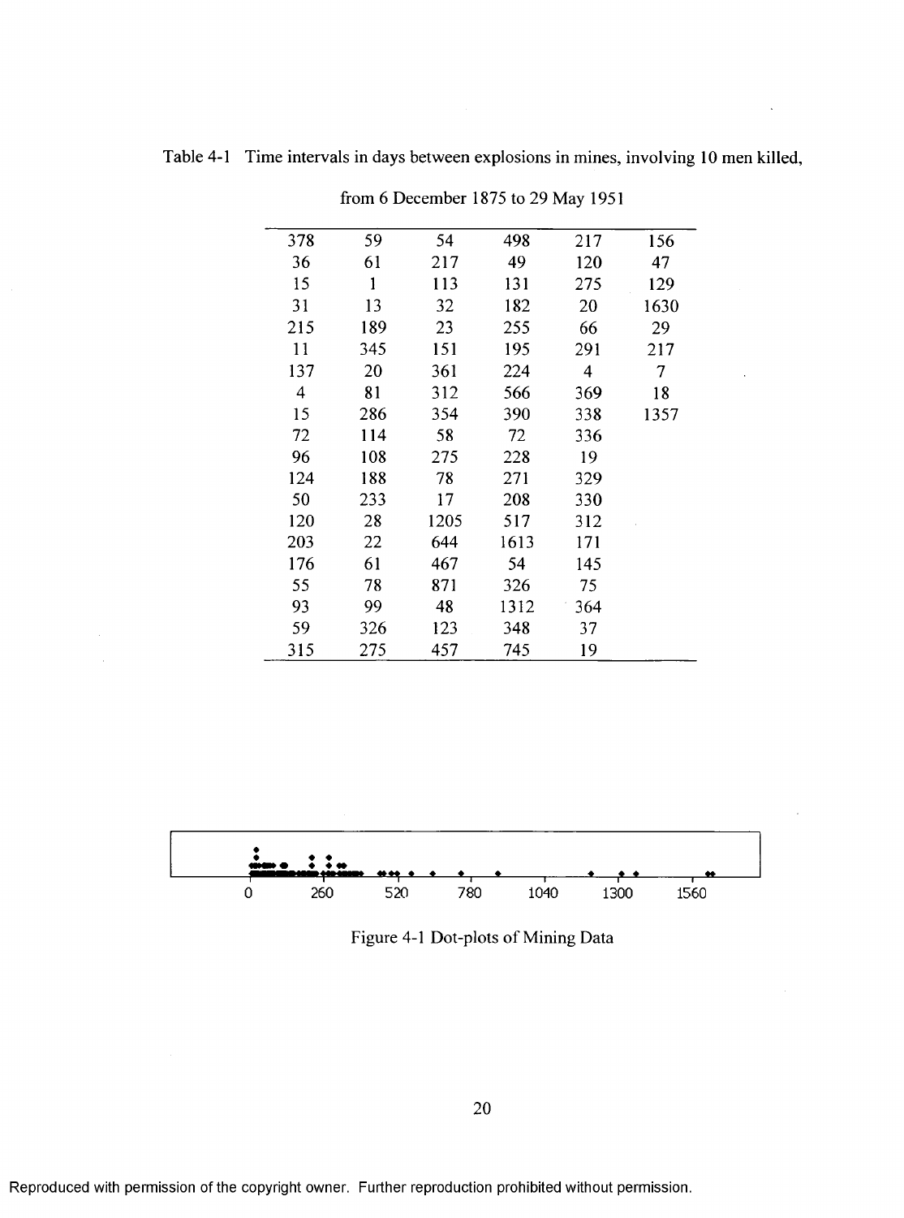Table 4-1 Time intervals in days between explosions in mines, involving 10 men killed, from 6 December 1875 to 29 May 1951

| | | | | | |
|---|---|---|---|---|---|
| 378 | 59 | 54 | 498 | 217 | 156 |
| 36 | 61 | 217 | 49 | 120 | 47 |
| 15 | 1 | 113 | 131 | 275 | 129 |
| 31 | 13 | 32 | 182 | 20 | 1630 |
| 215 | 189 | 23 | 255 | 66 | 29 |
| 11 | 345 | 151 | 195 | 291 | 217 |
| 137 | 20 | 361 | 224 | 4 | 7 |
| 4 | 81 | 312 | 566 | 369 | 18 |
| 15 | 286 | 354 | 390 | 338 | 1357 |
| 72 | 114 | 58 | 72 | 336 | |
| 96 | 108 | 275 | 228 | 19 | |
| 124 | 188 | 78 | 271 | 329 | |
| 50 | 233 | 17 | 208 | 330 | |
| 120 | 28 | 1205 | 517 | 312 | |
| 203 | 22 | 644 | 1613 | 171 | |
| 176 | 61 | 467 | 54 | 145 | |
| 55 | 78 | 871 | 326 | 75 | |
| 93 | 99 | 48 | 1312 | 364 | |
| 59 | 326 | 123 | 348 | 37 | |
| 315 | 275 | 457 | 745 | 19 | |

Figure 4-1 Dot-plots of Mining Data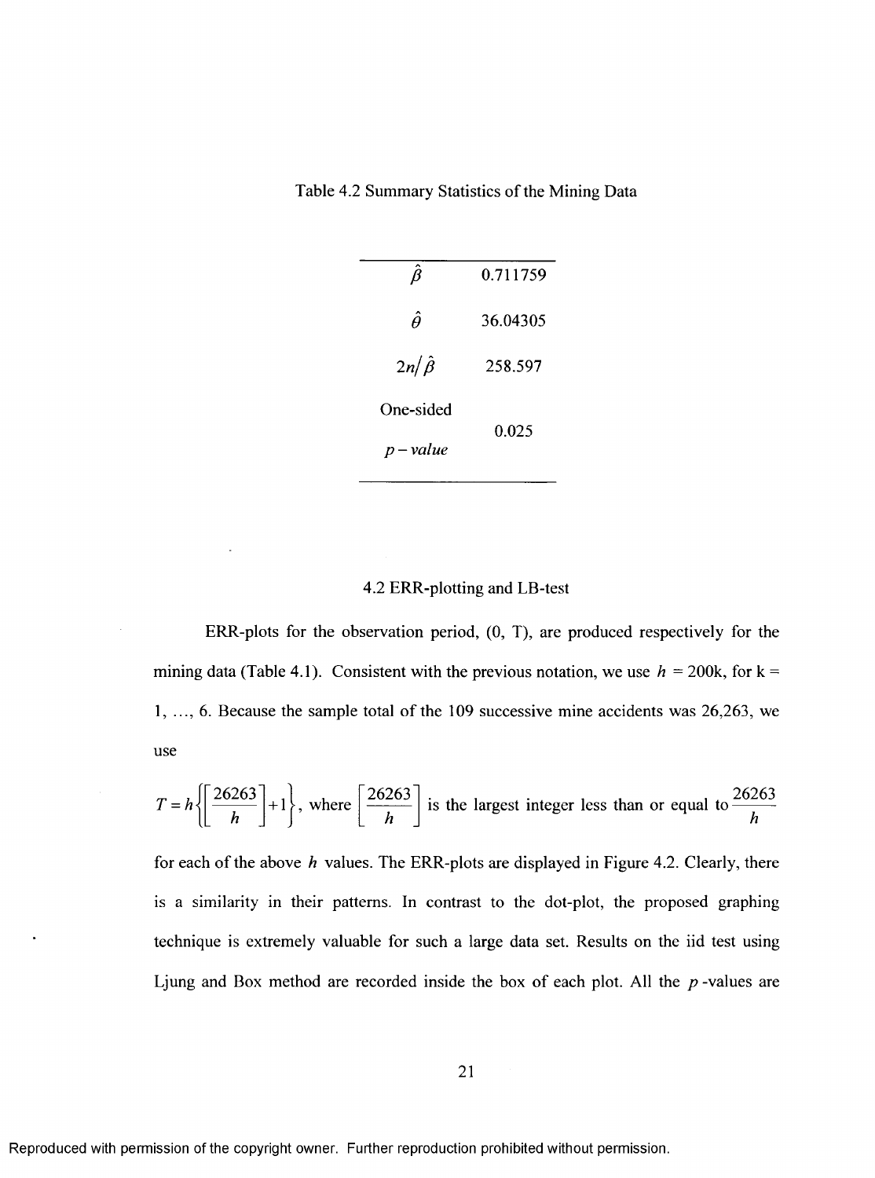Table 4.2 Summary Statistics of the Mining Data

| | |
|---|---|
| $\hat{\beta}$ | 0.711759 |
| $\hat{\theta}$ | 36.04305 |
| $2n/\hat{\beta}$ | 258.597 |
| One-sided $p-value$ | 0.025 |

## 4.2 ERR-plotting and LB-test

ERR-plots for the observation period, (0, T), are produced respectively for the mining data (Table 4.1). Consistent with the previous notation, we use $h$ = 200k, for k = 1, ..., 6. Because the sample total of the 109 successive mine accidents was 26,263, we use

$T = h\left\{\left[\frac{26263}{h}\right]+1\right\}$, where $\left[\frac{26263}{h}\right]$ is the largest integer less than or equal to $\frac{26263}{h}$

for each of the above $h$ values. The ERR-plots are displayed in Figure 4.2. Clearly, there is a similarity in their patterns. In contrast to the dot-plot, the proposed graphing technique is extremely valuable for such a large data set. Results on the iid test using Ljung and Box method are recorded inside the box of each plot. All the $p$-values are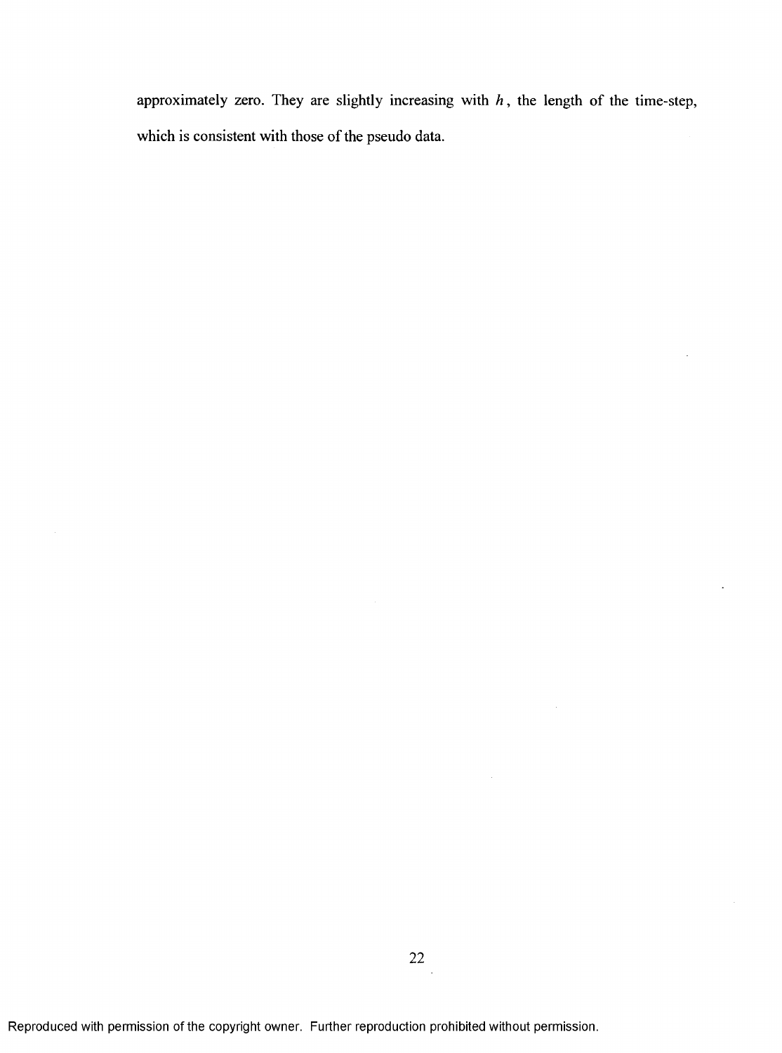approximately zero. They are slightly increasing with $h$, the length of the time-step, which is consistent with those of the pseudo data.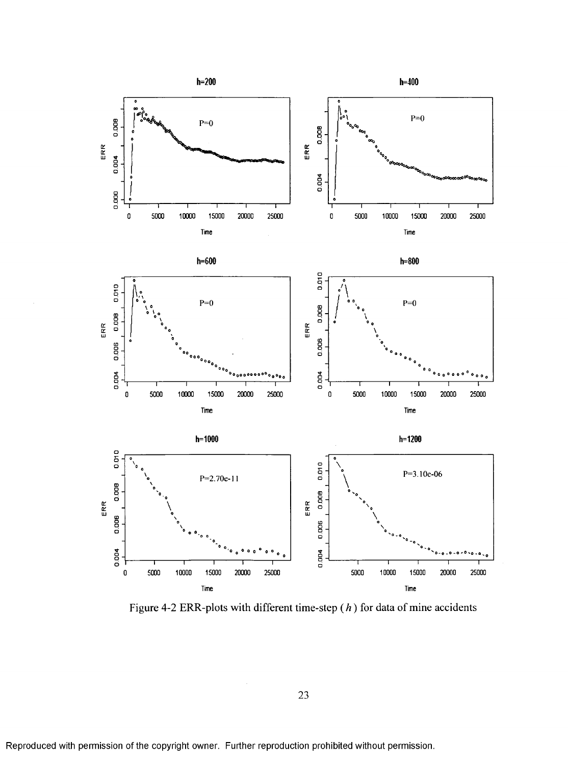Figure 4-2 ERR-plots with different time-step ($h$) for data of mine accidents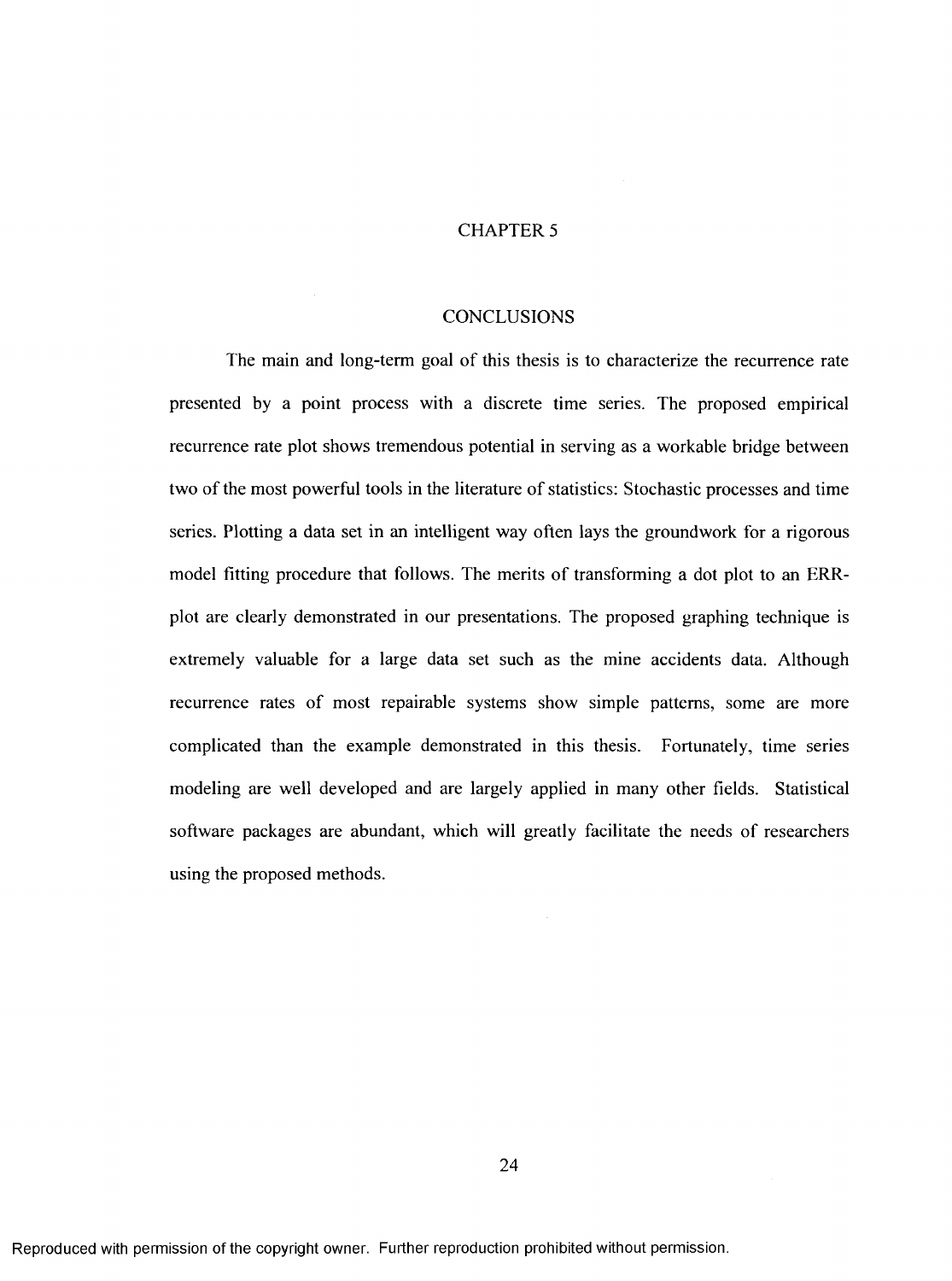# CHAPTER 5

## CONCLUSIONS

The main and long-term goal of this thesis is to characterize the recurrence rate presented by a point process with a discrete time series. The proposed empirical recurrence rate plot shows tremendous potential in serving as a workable bridge between two of the most powerful tools in the literature of statistics: Stochastic processes and time series. Plotting a data set in an intelligent way often lays the groundwork for a rigorous model fitting procedure that follows. The merits of transforming a dot plot to an ERR-plot are clearly demonstrated in our presentations. The proposed graphing technique is extremely valuable for a large data set such as the mine accidents data. Although recurrence rates of most repairable systems show simple patterns, some are more complicated than the example demonstrated in this thesis. Fortunately, time series modeling are well developed and are largely applied in many other fields. Statistical software packages are abundant, which will greatly facilitate the needs of researchers using the proposed methods.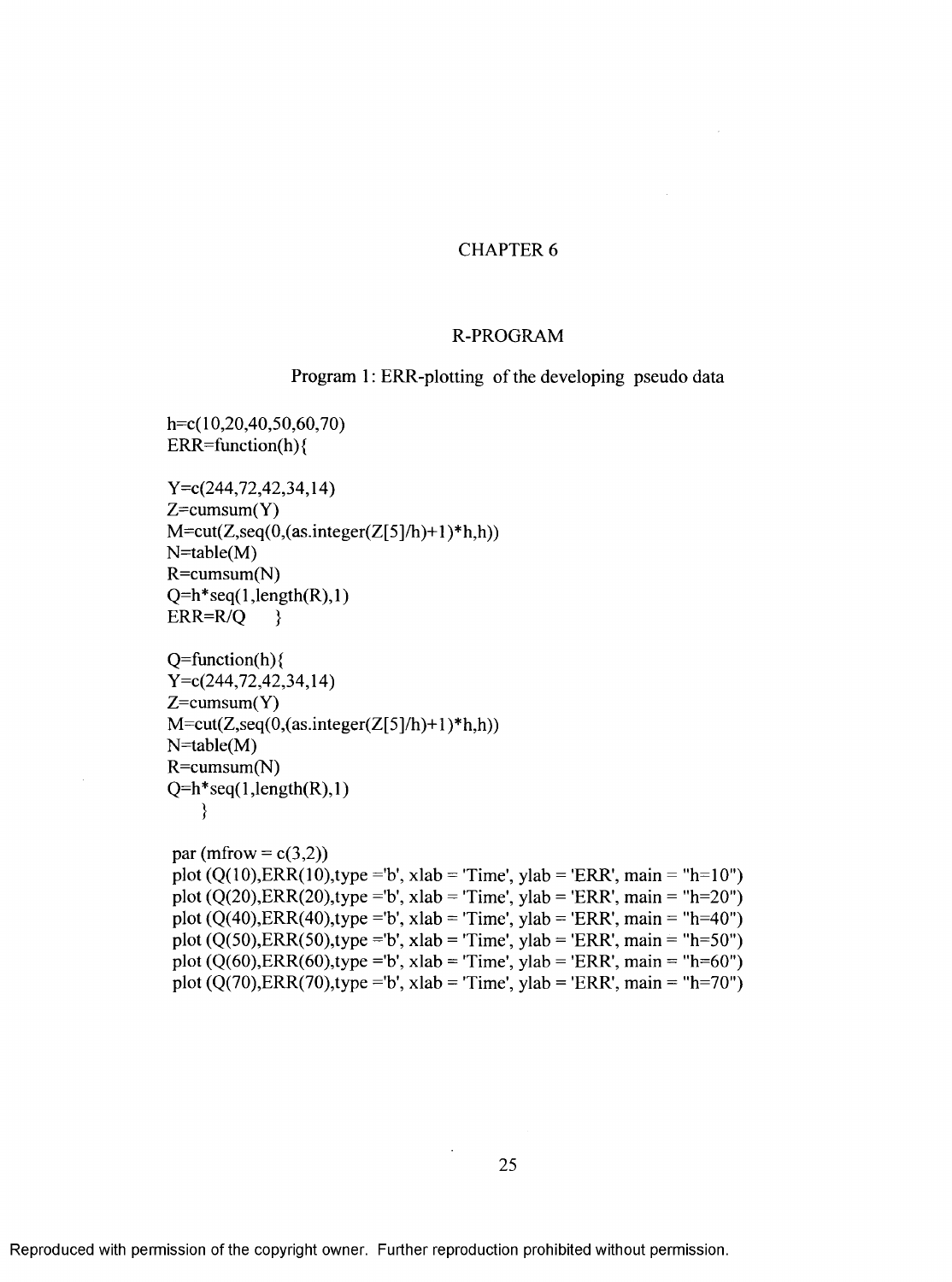# CHAPTER 6

## R-PROGRAM

### Program 1: ERR-plotting of the developing pseudo data

```
h=c(10,20,40,50,60,70)
ERR=function(h){

Y=c(244,72,42,34,14)
Z=cumsum(Y)
M=cut(Z,seq(0,(as.integer(Z[5]/h)+1)*h,h))
N=table(M)
R=cumsum(N)
Q=h*seq(1,length(R),1)
ERR=R/Q    }

Q=function(h){
Y=c(244,72,42,34,14)
Z=cumsum(Y)
M=cut(Z,seq(0,(as.integer(Z[5]/h)+1)*h,h))
N=table(M)
R=cumsum(N)
Q=h*seq(1,length(R),1)
    }

par (mfrow = c(3,2))
plot (Q(10),ERR(10),type ='b', xlab = 'Time', ylab = 'ERR', main = "h=10")
plot (Q(20),ERR(20),type ='b', xlab = 'Time', ylab = 'ERR', main = "h=20")
plot (Q(40),ERR(40),type ='b', xlab = 'Time', ylab = 'ERR', main = "h=40")
plot (Q(50),ERR(50),type ='b', xlab = 'Time', ylab = 'ERR', main = "h=50")
plot (Q(60),ERR(60),type ='b', xlab = 'Time', ylab = 'ERR', main = "h=60")
plot (Q(70),ERR(70),type ='b', xlab = 'Time', ylab = 'ERR', main = "h=70")
```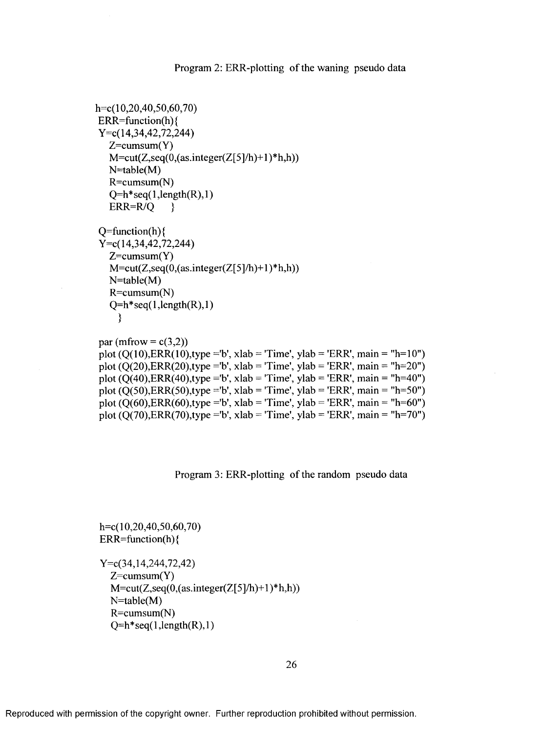Program 2: ERR-plotting of the waning pseudo data

```
h=c(10,20,40,50,60,70)
 ERR=function(h){
 Y=c(14,34,42,72,244)
   Z=cumsum(Y)
   M=cut(Z,seq(0,(as.integer(Z[5]/h)+1)*h,h))
   N=table(M)
   R=cumsum(N)
   Q=h*seq(1,length(R),1)
   ERR=R/Q    }

 Q=function(h){
 Y=c(14,34,42,72,244)
   Z=cumsum(Y)
   M=cut(Z,seq(0,(as.integer(Z[5]/h)+1)*h,h))
   N=table(M)
   R=cumsum(N)
   Q=h*seq(1,length(R),1)
     }

 par (mfrow = c(3,2))
 plot (Q(10),ERR(10),type ='b', xlab = 'Time', ylab = 'ERR', main = "h=10")
 plot (Q(20),ERR(20),type ='b', xlab = 'Time', ylab = 'ERR', main = "h=20")
 plot (Q(40),ERR(40),type ='b', xlab = 'Time', ylab = 'ERR', main = "h=40")
 plot (Q(50),ERR(50),type ='b', xlab = 'Time', ylab = 'ERR', main = "h=50")
 plot (Q(60),ERR(60),type ='b', xlab = 'Time', ylab = 'ERR', main = "h=60")
 plot (Q(70),ERR(70),type ='b', xlab = 'Time', ylab = 'ERR', main = "h=70")
```

Program 3: ERR-plotting of the random pseudo data

```
 h=c(10,20,40,50,60,70)
 ERR=function(h){

 Y=c(34,14,244,72,42)
   Z=cumsum(Y)
   M=cut(Z,seq(0,(as.integer(Z[5]/h)+1)*h,h))
   N=table(M)
   R=cumsum(N)
   Q=h*seq(1,length(R),1)
```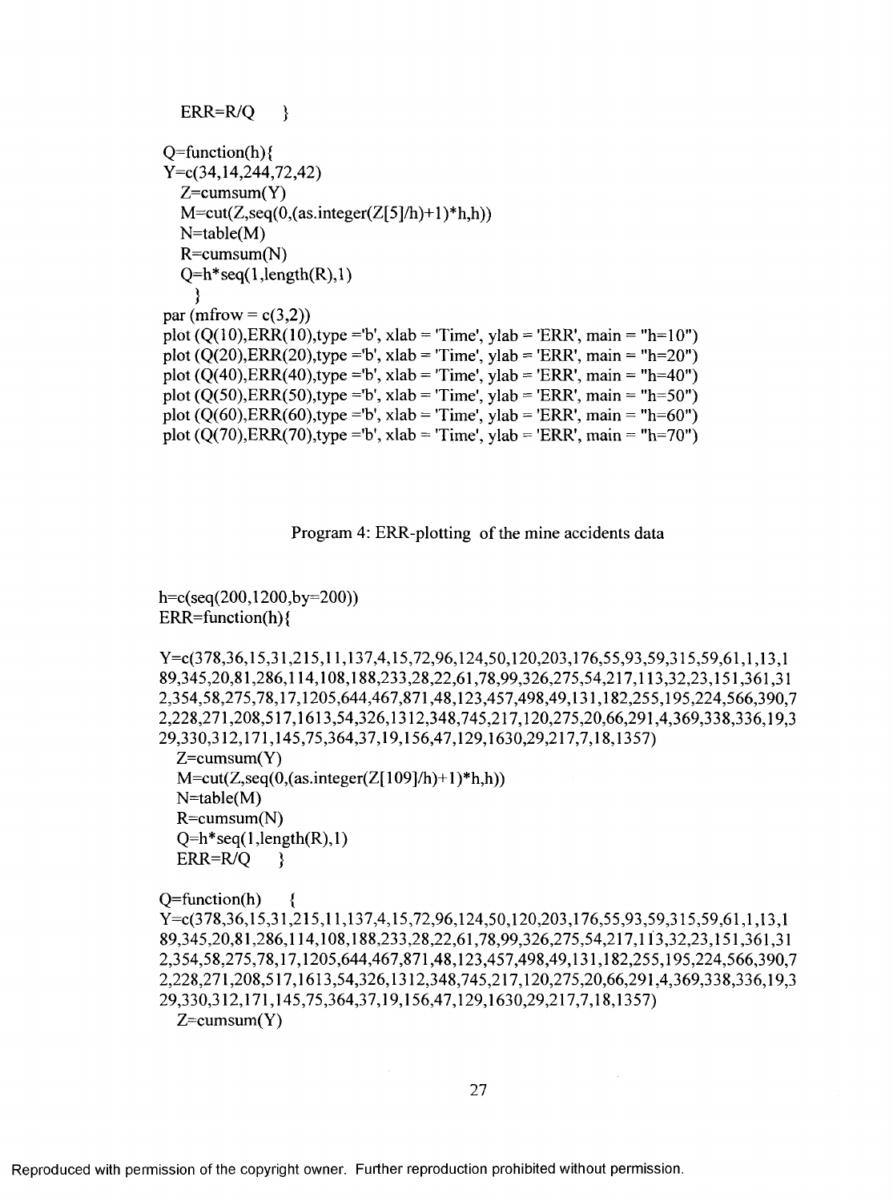```
  ERR=R/Q    }

Q=function(h){
Y=c(34,14,244,72,42)
  Z=cumsum(Y)
  M=cut(Z,seq(0,(as.integer(Z[5]/h)+1)*h,h))
  N=table(M)
  R=cumsum(N)
  Q=h*seq(1,length(R),1)
    }
par (mfrow = c(3,2))
plot (Q(10),ERR(10),type ='b', xlab = 'Time', ylab = 'ERR', main = "h=10")
plot (Q(20),ERR(20),type ='b', xlab = 'Time', ylab = 'ERR', main = "h=20")
plot (Q(40),ERR(40),type ='b', xlab = 'Time', ylab = 'ERR', main = "h=40")
plot (Q(50),ERR(50),type ='b', xlab = 'Time', ylab = 'ERR', main = "h=50")
plot (Q(60),ERR(60),type ='b', xlab = 'Time', ylab = 'ERR', main = "h=60")
plot (Q(70),ERR(70),type ='b', xlab = 'Time', ylab = 'ERR', main = "h=70")
```

Program 4: ERR-plotting of the mine accidents data

```
h=c(seq(200,1200,by=200))
ERR=function(h){

Y=c(378,36,15,31,215,11,137,4,15,72,96,124,50,120,203,176,55,93,59,315,59,61,1,13,1
89,345,20,81,286,114,108,188,233,28,22,61,78,99,326,275,54,217,113,32,23,151,361,31
2,354,58,275,78,17,1205,644,467,871,48,123,457,498,49,131,182,255,195,224,566,390,7
2,228,271,208,517,1613,54,326,1312,348,745,217,120,275,20,66,291,4,369,338,336,19,3
29,330,312,171,145,75,364,37,19,156,47,129,1630,29,217,7,18,1357)
  Z=cumsum(Y)
  M=cut(Z,seq(0,(as.integer(Z[109]/h)+1)*h,h))
  N=table(M)
  R=cumsum(N)
  Q=h*seq(1,length(R),1)
  ERR=R/Q    }

Q=function(h)    {
Y=c(378,36,15,31,215,11,137,4,15,72,96,124,50,120,203,176,55,93,59,315,59,61,1,13,1
89,345,20,81,286,114,108,188,233,28,22,61,78,99,326,275,54,217,113,32,23,151,361,31
2,354,58,275,78,17,1205,644,467,871,48,123,457,498,49,131,182,255,195,224,566,390,7
2,228,271,208,517,1613,54,326,1312,348,745,217,120,275,20,66,291,4,369,338,336,19,3
29,330,312,171,145,75,364,37,19,156,47,129,1630,29,217,7,18,1357)
  Z=cumsum(Y)
```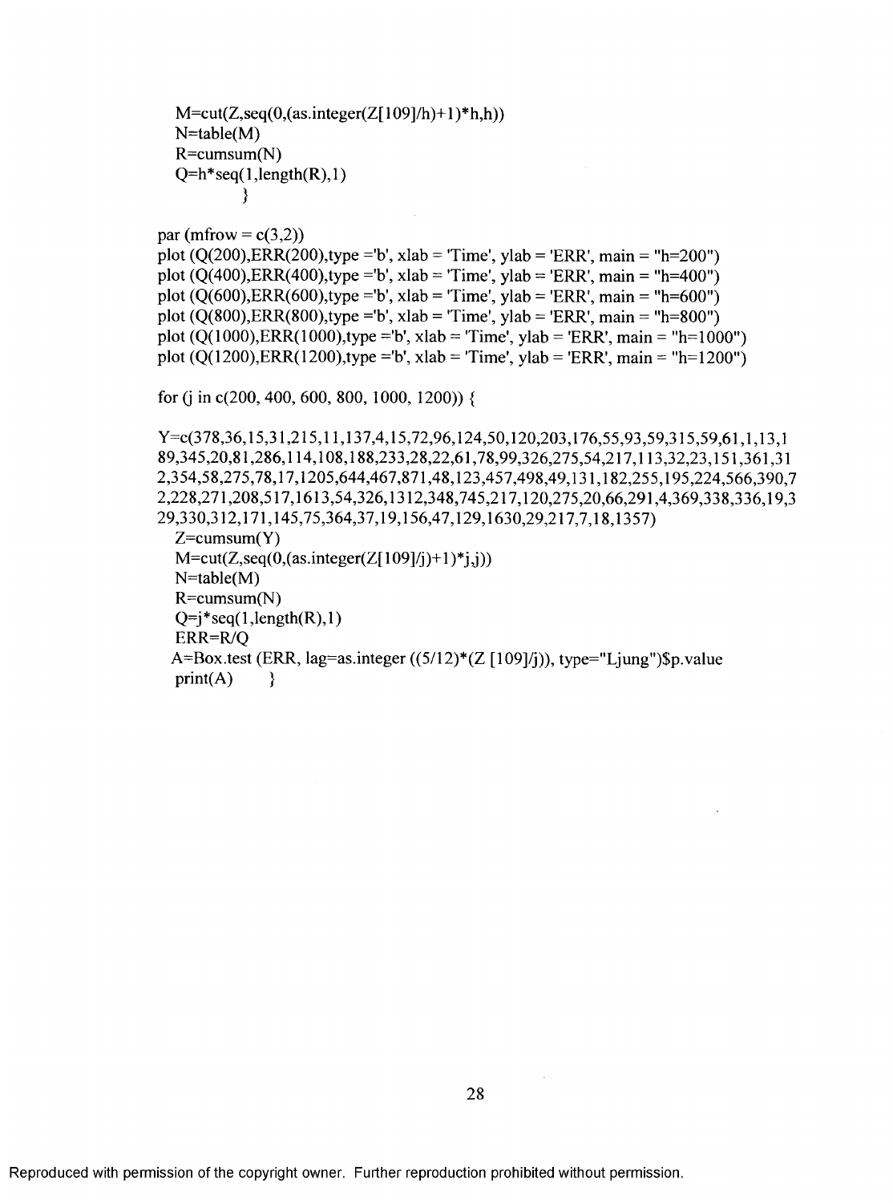```
  M=cut(Z,seq(0,(as.integer(Z[109]/h)+1)*h,h))
  N=table(M)
  R=cumsum(N)
  Q=h*seq(1,length(R),1)
          }

par (mfrow = c(3,2))
plot (Q(200),ERR(200),type ='b', xlab = 'Time', ylab = 'ERR', main = "h=200")
plot (Q(400),ERR(400),type ='b', xlab = 'Time', ylab = 'ERR', main = "h=400")
plot (Q(600),ERR(600),type ='b', xlab = 'Time', ylab = 'ERR', main = "h=600")
plot (Q(800),ERR(800),type ='b', xlab = 'Time', ylab = 'ERR', main = "h=800")
plot (Q(1000),ERR(1000),type ='b', xlab = 'Time', ylab = 'ERR', main = "h=1000")
plot (Q(1200),ERR(1200),type ='b', xlab = 'Time', ylab = 'ERR', main = "h=1200")

for (j in c(200, 400, 600, 800, 1000, 1200)) {

Y=c(378,36,15,31,215,11,137,4,15,72,96,124,50,120,203,176,55,93,59,315,59,61,1,13,1
89,345,20,81,286,114,108,188,233,28,22,61,78,99,326,275,54,217,113,32,23,151,361,31
2,354,58,275,78,17,1205,644,467,871,48,123,457,498,49,131,182,255,195,224,566,390,7
2,228,271,208,517,1613,54,326,1312,348,745,217,120,275,20,66,291,4,369,338,336,19,3
29,330,312,171,145,75,364,37,19,156,47,129,1630,29,217,7,18,1357)
  Z=cumsum(Y)
  M=cut(Z,seq(0,(as.integer(Z[109]/j)+1)*j,j))
  N=table(M)
  R=cumsum(N)
  Q=j*seq(1,length(R),1)
  ERR=R/Q
  A=Box.test (ERR, lag=as.integer ((5/12)*(Z [109]/j)), type="Ljung")$p.value
  print(A)     }
```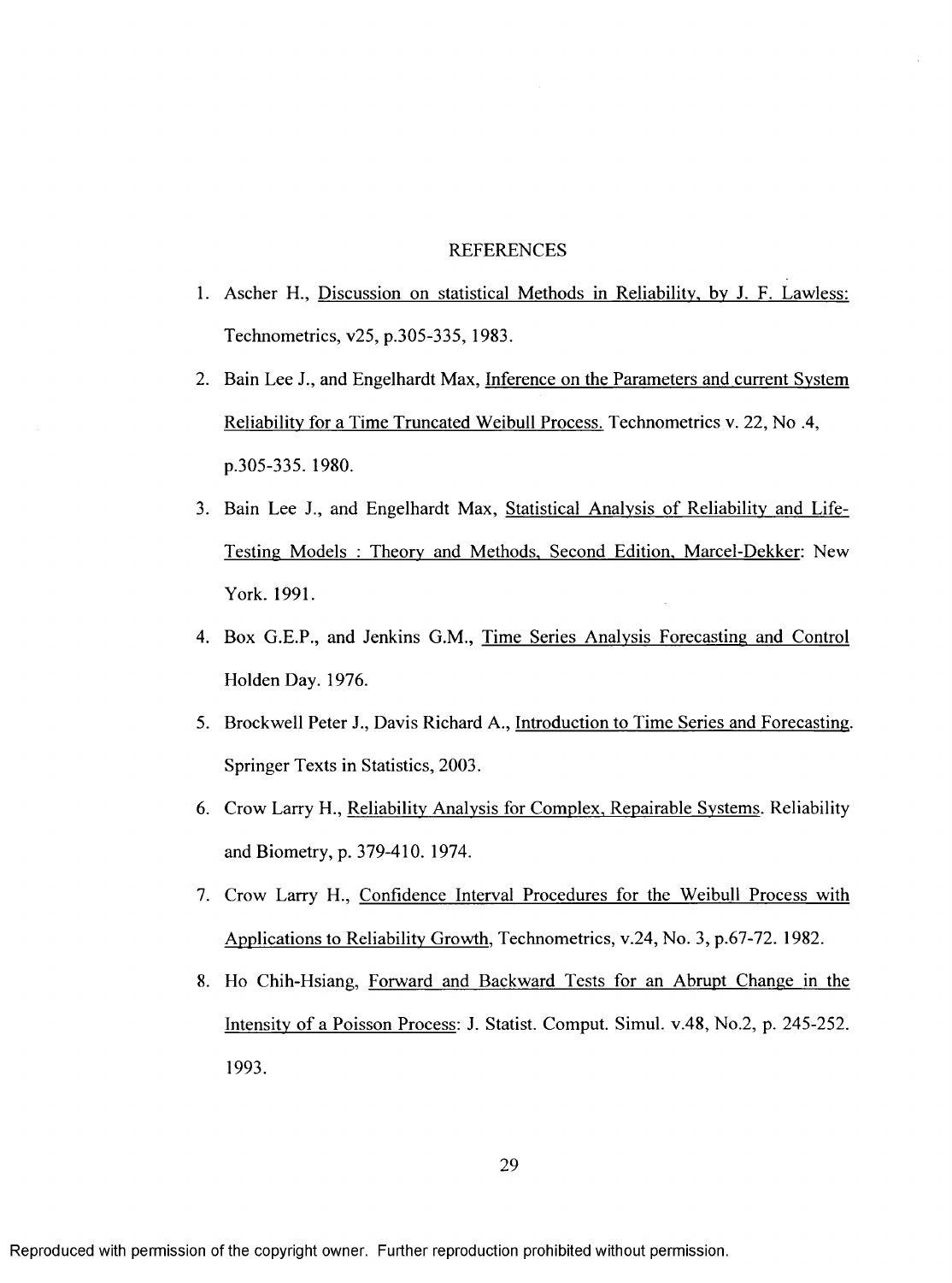# REFERENCES

1. Ascher H., Discussion on statistical Methods in Reliability, by J. F. Lawless: Technometrics, v25, p.305-335, 1983.
2. Bain Lee J., and Engelhardt Max, Inference on the Parameters and current System Reliability for a Time Truncated Weibull Process. Technometrics v. 22, No .4, p.305-335. 1980.
3. Bain Lee J., and Engelhardt Max, Statistical Analysis of Reliability and Life-Testing Models : Theory and Methods, Second Edition, Marcel-Dekker: New York. 1991.
4. Box G.E.P., and Jenkins G.M., Time Series Analysis Forecasting and Control Holden Day. 1976.
5. Brockwell Peter J., Davis Richard A., Introduction to Time Series and Forecasting. Springer Texts in Statistics, 2003.
6. Crow Larry H., Reliability Analysis for Complex, Repairable Systems. Reliability and Biometry, p. 379-410. 1974.
7. Crow Larry H., Confidence Interval Procedures for the Weibull Process with Applications to Reliability Growth, Technometrics, v.24, No. 3, p.67-72. 1982.
8. Ho Chih-Hsiang, Forward and Backward Tests for an Abrupt Change in the Intensity of a Poisson Process: J. Statist. Comput. Simul. v.48, No.2, p. 245-252. 1993.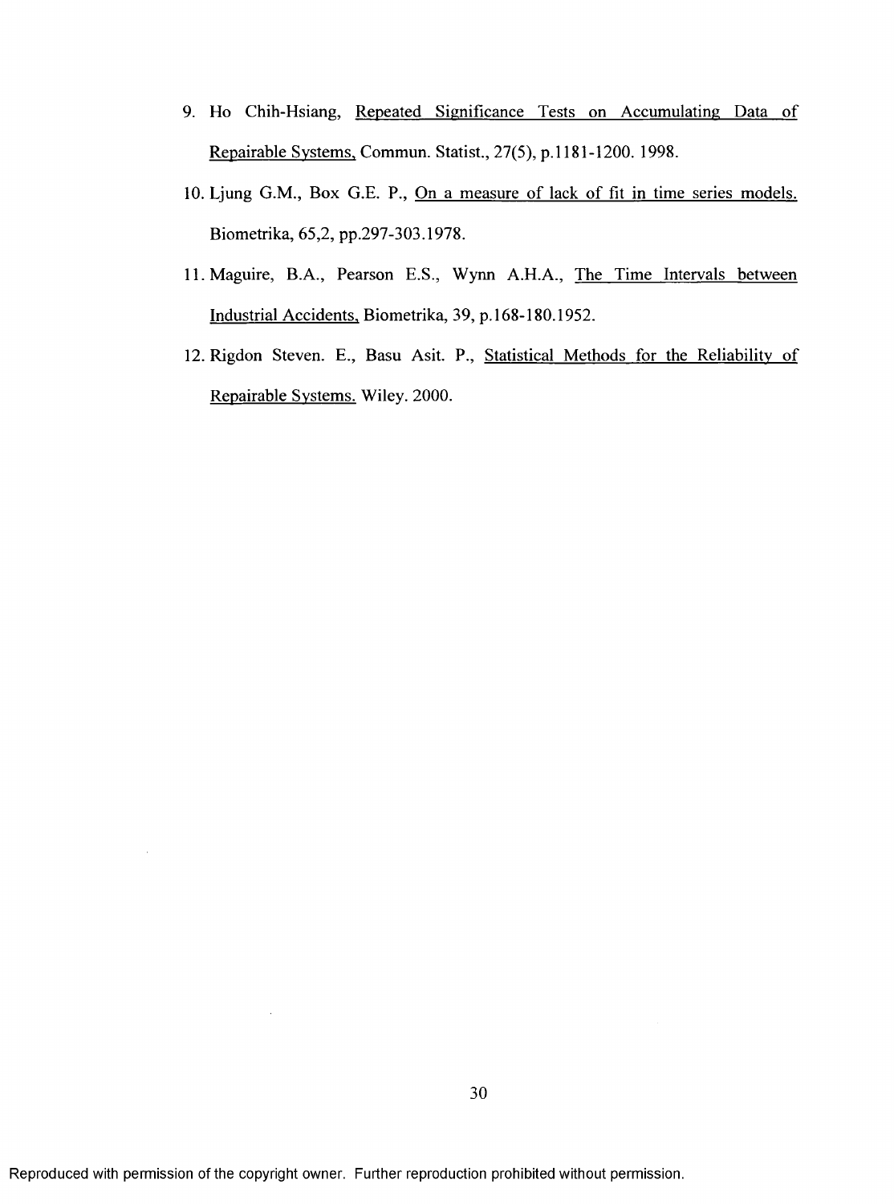9. Ho Chih-Hsiang, Repeated Significance Tests on Accumulating Data of Repairable Systems, Commun. Statist., 27(5), p.1181-1200. 1998.

10. Ljung G.M., Box G.E. P., On a measure of lack of fit in time series models. Biometrika, 65,2, pp.297-303.1978.

11. Maguire, B.A., Pearson E.S., Wynn A.H.A., The Time Intervals between Industrial Accidents, Biometrika, 39, p.168-180.1952.

12. Rigdon Steven. E., Basu Asit. P., Statistical Methods for the Reliability of Repairable Systems. Wiley. 2000.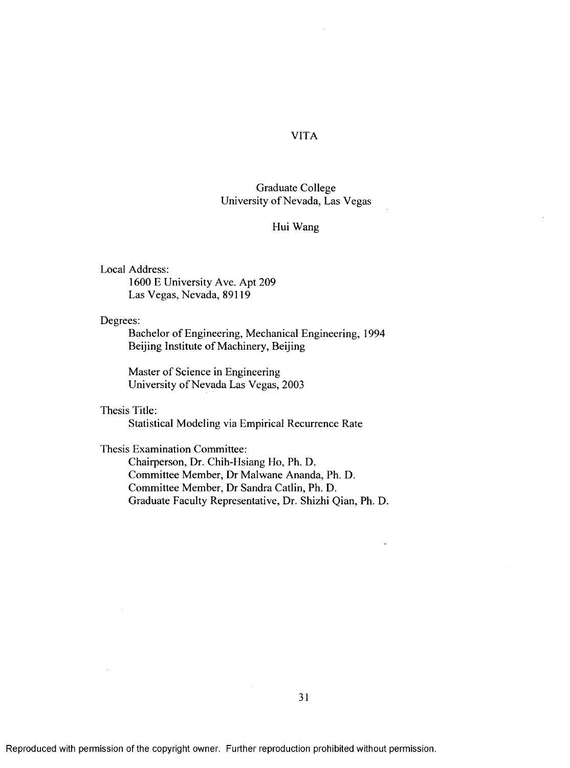# VITA

Graduate College
University of Nevada, Las Vegas

Hui Wang

Local Address:
1600 E University Ave. Apt 209
Las Vegas, Nevada, 89119

Degrees:
Bachelor of Engineering, Mechanical Engineering, 1994
Beijing Institute of Machinery, Beijing

Master of Science in Engineering
University of Nevada Las Vegas, 2003

Thesis Title:
Statistical Modeling via Empirical Recurrence Rate

Thesis Examination Committee:
Chairperson, Dr. Chih-Hsiang Ho, Ph. D.
Committee Member, Dr Malwane Ananda, Ph. D.
Committee Member, Dr Sandra Catlin, Ph. D.
Graduate Faculty Representative, Dr. Shizhi Qian, Ph. D.

Reproduced with permission of the copyright owner. Further reproduction prohibited without permission.